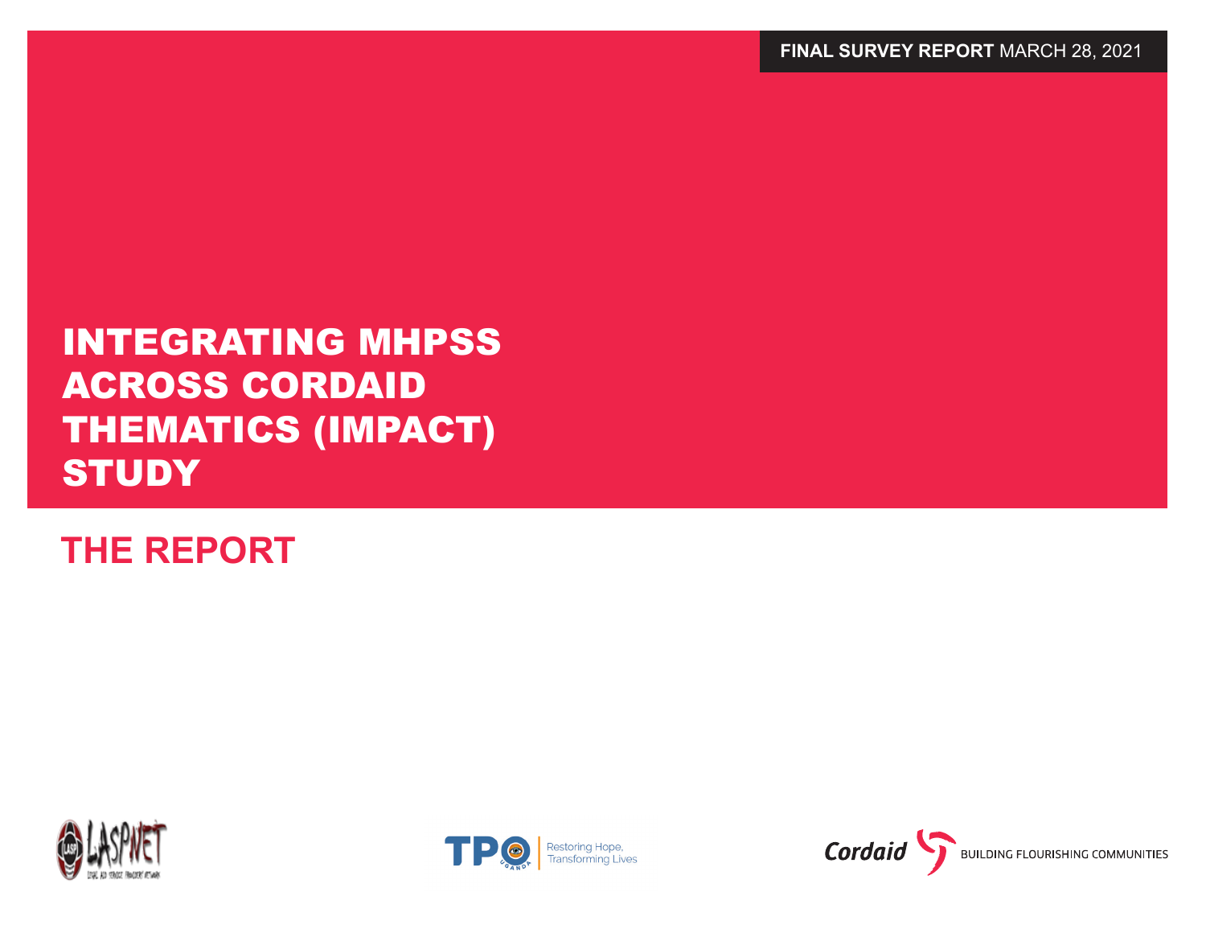**FINAL SURVEY REPORT** MARCH 28, 2021

# INTEGRATING MHPSS ACROSS CORDAID THEMATICS (IMPACT) STUDY

## THE REPORT

LASPNET

TPO Uganda — Restoring Hope, Transforming Lives

Cordaid — BUILDING FLOURISHING COMMUNITIES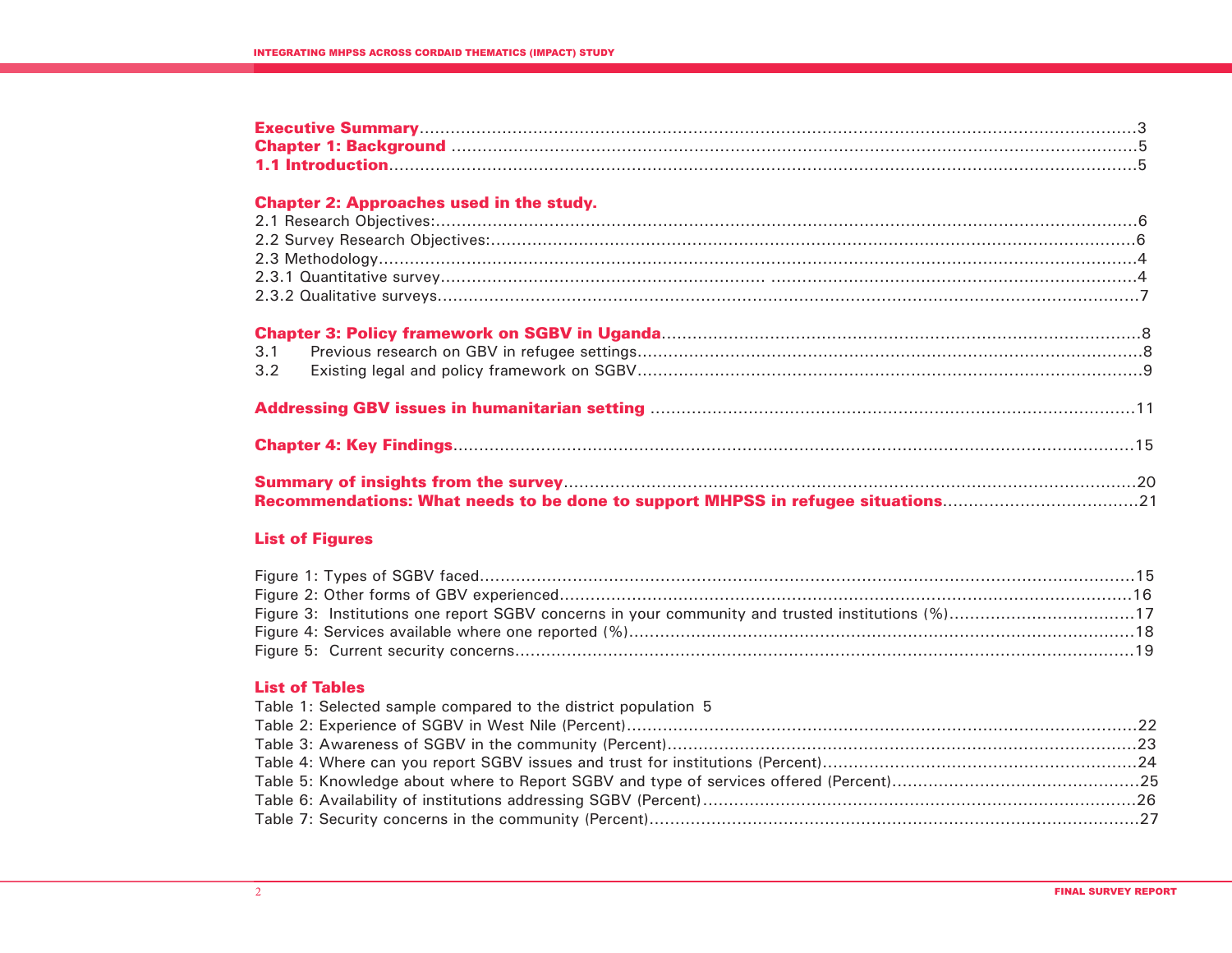**Executive Summary**......................................................................................................................................3
**Chapter 1: Background** ..................................................................................................................................5
**1.1 Introduction**..............................................................................................................................................5

**Chapter 2: Approaches used in the study.**

2.1 Research Objectives:......................................................................................................................................6
2.2 Survey Research Objectives:..........................................................................................................................6
2.3 Methodology..................................................................................................................................................4
2.3.1 Quantitative survey.......................................................................... .....................................................................4
2.3.2 Qualitative surveys......................................................................................................................................7

**Chapter 3: Policy framework on SGBV in Uganda**.............................................................................................8

3.1 Previous research on GBV in refugee settings.................................................................................................8
3.2 Existing legal and policy framework on SGBV..................................................................................................9

**Addressing GBV issues in humanitarian setting** .............................................................................................11

**Chapter 4: Key Findings**...................................................................................................................................15

**Summary of insights from the survey**..............................................................................................................20
**Recommendations: What needs to be done to support MHPSS in refugee situations**.....................................21

**List of Figures**

Figure 1: Types of SGBV faced............................................................................................................................15
Figure 2: Other forms of GBV experienced...........................................................................................................16
Figure 3: Institutions one report SGBV concerns in your community and trusted institutions (%)...................................17
Figure 4: Services available where one reported (%)................................................................................................18
Figure 5: Current security concerns.......................................................................................................................19

**List of Tables**

Table 1: Selected sample compared to the district population 5
Table 2: Experience of SGBV in West Nile (Percent)...........................................................................................22
Table 3: Awareness of SGBV in the community (Percent).......................................................................................23
Table 4: Where can you report SGBV issues and trust for institutions (Percent)...........................................................24
Table 5: Knowledge about where to Report SGBV and type of services offered (Percent)................................................25
Table 6: Availability of institutions addressing SGBV (Percent)...................................................................................26
Table 7: Security concerns in the community (Percent)..............................................................................................27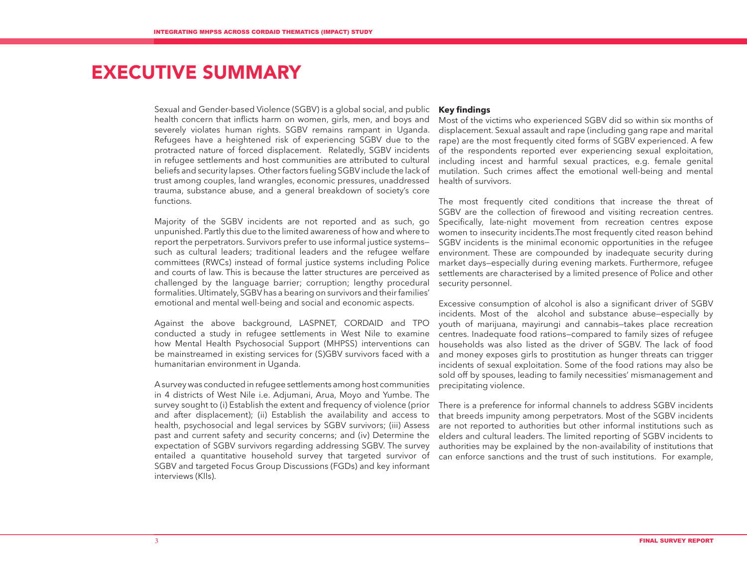# EXECUTIVE SUMMARY

Sexual and Gender-based Violence (SGBV) is a global social, and public health concern that inflicts harm on women, girls, men, and boys and severely violates human rights. SGBV remains rampant in Uganda. Refugees have a heightened risk of experiencing SGBV due to the protracted nature of forced displacement. Relatedly, SGBV incidents in refugee settlements and host communities are attributed to cultural beliefs and security lapses. Other factors fueling SGBV include the lack of trust among couples, land wrangles, economic pressures, unaddressed trauma, substance abuse, and a general breakdown of society's core functions.

Majority of the SGBV incidents are not reported and as such, go unpunished. Partly this due to the limited awareness of how and where to report the perpetrators. Survivors prefer to use informal justice systems—such as cultural leaders; traditional leaders and the refugee welfare committees (RWCs) instead of formal justice systems including Police and courts of law. This is because the latter structures are perceived as challenged by the language barrier; corruption; lengthy procedural formalities. Ultimately, SGBV has a bearing on survivors and their families' emotional and mental well-being and social and economic aspects.

Against the above background, LASPNET, CORDAID and TPO conducted a study in refugee settlements in West Nile to examine how Mental Health Psychosocial Support (MHPSS) interventions can be mainstreamed in existing services for (S)GBV survivors faced with a humanitarian environment in Uganda.

A survey was conducted in refugee settlements among host communities in 4 districts of West Nile i.e. Adjumani, Arua, Moyo and Yumbe. The survey sought to (i) Establish the extent and frequency of violence (prior and after displacement); (ii) Establish the availability and access to health, psychosocial and legal services by SGBV survivors; (iii) Assess past and current safety and security concerns; and (iv) Determine the expectation of SGBV survivors regarding addressing SGBV. The survey entailed a quantitative household survey that targeted survivor of SGBV and targeted Focus Group Discussions (FGDs) and key informant interviews (KIIs).

**Key findings**

Most of the victims who experienced SGBV did so within six months of displacement. Sexual assault and rape (including gang rape and marital rape) are the most frequently cited forms of SGBV experienced. A few of the respondents reported ever experiencing sexual exploitation, including incest and harmful sexual practices, e.g. female genital mutilation. Such crimes affect the emotional well-being and mental health of survivors.

The most frequently cited conditions that increase the threat of SGBV are the collection of firewood and visiting recreation centres. Specifically, late-night movement from recreation centres expose women to insecurity incidents.The most frequently cited reason behind SGBV incidents is the minimal economic opportunities in the refugee environment. These are compounded by inadequate security during market days—especially during evening markets. Furthermore, refugee settlements are characterised by a limited presence of Police and other security personnel.

Excessive consumption of alcohol is also a significant driver of SGBV incidents. Most of the alcohol and substance abuse—especially by youth of marijuana, mayirungi and cannabis—takes place recreation centres. Inadequate food rations—compared to family sizes of refugee households was also listed as the driver of SGBV. The lack of food and money exposes girls to prostitution as hunger threats can trigger incidents of sexual exploitation. Some of the food rations may also be sold off by spouses, leading to family necessities' mismanagement and precipitating violence.

There is a preference for informal channels to address SGBV incidents that breeds impunity among perpetrators. Most of the SGBV incidents are not reported to authorities but other informal institutions such as elders and cultural leaders. The limited reporting of SGBV incidents to authorities may be explained by the non-availability of institutions that can enforce sanctions and the trust of such institutions. For example,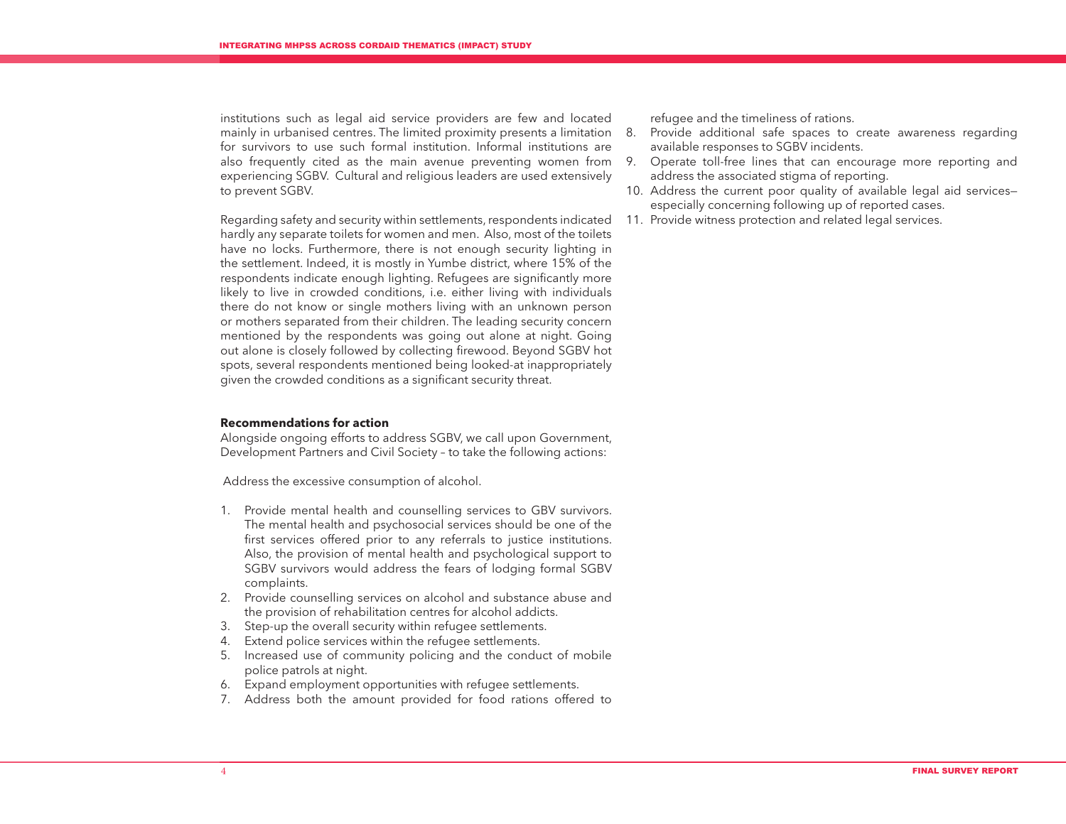institutions such as legal aid service providers are few and located mainly in urbanised centres. The limited proximity presents a limitation for survivors to use such formal institution. Informal institutions are also frequently cited as the main avenue preventing women from experiencing SGBV. Cultural and religious leaders are used extensively to prevent SGBV.

Regarding safety and security within settlements, respondents indicated hardly any separate toilets for women and men. Also, most of the toilets have no locks. Furthermore, there is not enough security lighting in the settlement. Indeed, it is mostly in Yumbe district, where 15% of the respondents indicate enough lighting. Refugees are significantly more likely to live in crowded conditions, i.e. either living with individuals there do not know or single mothers living with an unknown person or mothers separated from their children. The leading security concern mentioned by the respondents was going out alone at night. Going out alone is closely followed by collecting firewood. Beyond SGBV hot spots, several respondents mentioned being looked-at inappropriately given the crowded conditions as a significant security threat.

**Recommendations for action**

Alongside ongoing efforts to address SGBV, we call upon Government, Development Partners and Civil Society – to take the following actions:

Address the excessive consumption of alcohol.

1. Provide mental health and counselling services to GBV survivors. The mental health and psychosocial services should be one of the first services offered prior to any referrals to justice institutions. Also, the provision of mental health and psychological support to SGBV survivors would address the fears of lodging formal SGBV complaints.
2. Provide counselling services on alcohol and substance abuse and the provision of rehabilitation centres for alcohol addicts.
3. Step-up the overall security within refugee settlements.
4. Extend police services within the refugee settlements.
5. Increased use of community policing and the conduct of mobile police patrols at night.
6. Expand employment opportunities with refugee settlements.
7. Address both the amount provided for food rations offered to refugee and the timeliness of rations.
8. Provide additional safe spaces to create awareness regarding available responses to SGBV incidents.
9. Operate toll-free lines that can encourage more reporting and address the associated stigma of reporting.
10. Address the current poor quality of available legal aid services—especially concerning following up of reported cases.
11. Provide witness protection and related legal services.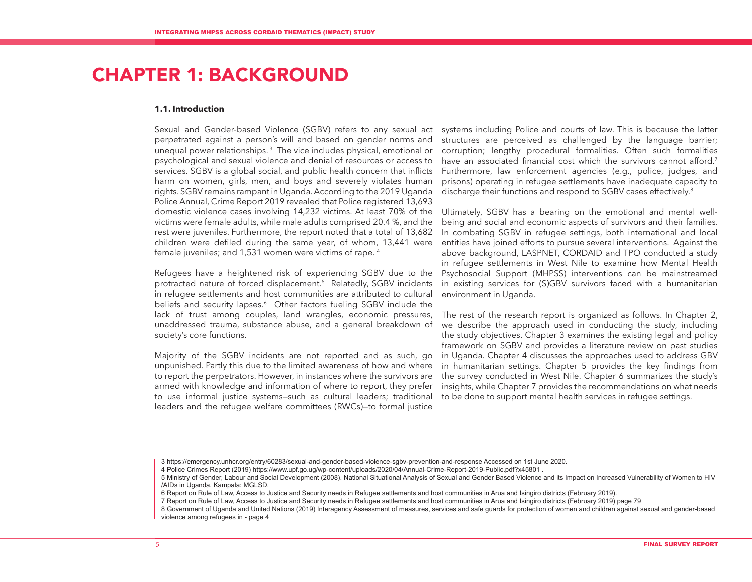# CHAPTER 1: BACKGROUND

### 1.1. Introduction

Sexual and Gender-based Violence (SGBV) refers to any sexual act perpetrated against a person's will and based on gender norms and unequal power relationships. [3] The vice includes physical, emotional or psychological and sexual violence and denial of resources or access to services. SGBV is a global social, and public health concern that inflicts harm on women, girls, men, and boys and severely violates human rights. SGBV remains rampant in Uganda. According to the 2019 Uganda Police Annual, Crime Report 2019 revealed that Police registered 13,693 domestic violence cases involving 14,232 victims. At least 70% of the victims were female adults, while male adults comprised 20.4 %, and the rest were juveniles. Furthermore, the report noted that a total of 13,682 children were defiled during the same year, of whom, 13,441 were female juveniles; and 1,531 women were victims of rape. [4]

Refugees have a heightened risk of experiencing SGBV due to the protracted nature of forced displacement.[5] Relatedly, SGBV incidents in refugee settlements and host communities are attributed to cultural beliefs and security lapses.[6] Other factors fueling SGBV include the lack of trust among couples, land wrangles, economic pressures, unaddressed trauma, substance abuse, and a general breakdown of society's core functions.

Majority of the SGBV incidents are not reported and as such, go unpunished. Partly this due to the limited awareness of how and where to report the perpetrators. However, in instances where the survivors are armed with knowledge and information of where to report, they prefer to use informal justice systems—such as cultural leaders; traditional leaders and the refugee welfare committees (RWCs)—to formal justice systems including Police and courts of law. This is because the latter structures are perceived as challenged by the language barrier; corruption; lengthy procedural formalities. Often such formalities have an associated financial cost which the survivors cannot afford.[7] Furthermore, law enforcement agencies (e.g., police, judges, and prisons) operating in refugee settlements have inadequate capacity to discharge their functions and respond to SGBV cases effectively.[8]

Ultimately, SGBV has a bearing on the emotional and mental well-being and social and economic aspects of survivors and their families. In combating SGBV in refugee settings, both international and local entities have joined efforts to pursue several interventions. Against the above background, LASPNET, CORDAID and TPO conducted a study in refugee settlements in West Nile to examine how Mental Health Psychosocial Support (MHPSS) interventions can be mainstreamed in existing services for (S)GBV survivors faced with a humanitarian environment in Uganda.

The rest of the research report is organized as follows. In Chapter 2, we describe the approach used in conducting the study, including the study objectives. Chapter 3 examines the existing legal and policy framework on SGBV and provides a literature review on past studies in Uganda. Chapter 4 discusses the approaches used to address GBV in humanitarian settings. Chapter 5 provides the key findings from the survey conducted in West Nile. Chapter 6 summarizes the study's insights, while Chapter 7 provides the recommendations on what needs to be done to support mental health services in refugee settings.

---

3 https://emergency.unhcr.org/entry/60283/sexual-and-gender-based-violence-sgbv-prevention-and-response Accessed on 1st June 2020.

4 Police Crimes Report (2019) https://www.upf.go.ug/wp-content/uploads/2020/04/Annual-Crime-Report-2019-Public.pdf?x45801 .

5 Ministry of Gender, Labour and Social Development (2008). National Situational Analysis of Sexual and Gender Based Violence and its Impact on Increased Vulnerability of Women to HIV /AIDs in Uganda. Kampala: MGLSD.

6 Report on Rule of Law, Access to Justice and Security needs in Refugee settlements and host communities in Arua and Isingiro districts (February 2019).

7 Report on Rule of Law, Access to Justice and Security needs in Refugee settlements and host communities in Arua and Isingiro districts (February 2019) page 79

8 Government of Uganda and United Nations (2019) Interagency Assessment of measures, services and safe guards for protection of women and children against sexual and gender-based violence among refugees in - page 4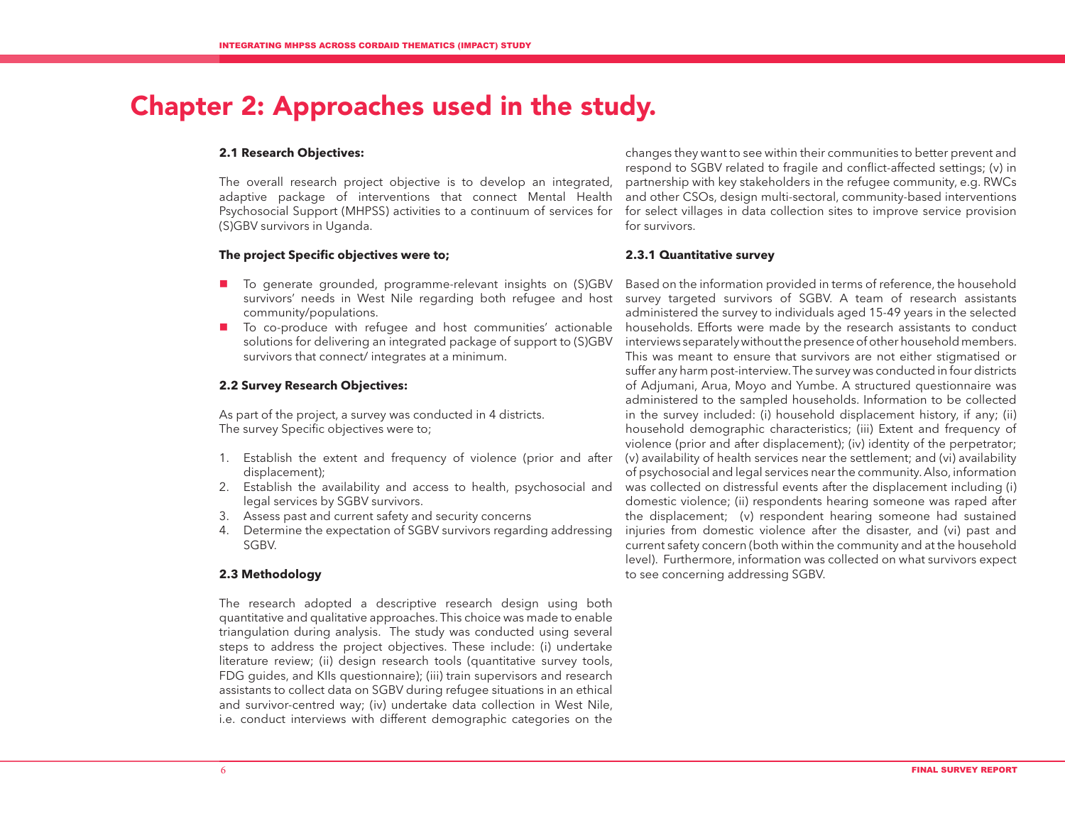# Chapter 2: Approaches used in the study.

### 2.1 Research Objectives:

The overall research project objective is to develop an integrated, adaptive package of interventions that connect Mental Health Psychosocial Support (MHPSS) activities to a continuum of services for (S)GBV survivors in Uganda.

**The project Specific objectives were to;**

- To generate grounded, programme-relevant insights on (S)GBV survivors' needs in West Nile regarding both refugee and host community/populations.
- To co-produce with refugee and host communities' actionable solutions for delivering an integrated package of support to (S)GBV survivors that connect/ integrates at a minimum.

### 2.2 Survey Research Objectives:

As part of the project, a survey was conducted in 4 districts.
The survey Specific objectives were to;

1. Establish the extent and frequency of violence (prior and after displacement);
2. Establish the availability and access to health, psychosocial and legal services by SGBV survivors.
3. Assess past and current safety and security concerns
4. Determine the expectation of SGBV survivors regarding addressing SGBV.

### 2.3 Methodology

The research adopted a descriptive research design using both quantitative and qualitative approaches. This choice was made to enable triangulation during analysis. The study was conducted using several steps to address the project objectives. These include: (i) undertake literature review; (ii) design research tools (quantitative survey tools, FDG guides, and KIIs questionnaire); (iii) train supervisors and research assistants to collect data on SGBV during refugee situations in an ethical and survivor-centred way; (iv) undertake data collection in West Nile, i.e. conduct interviews with different demographic categories on the changes they want to see within their communities to better prevent and respond to SGBV related to fragile and conflict-affected settings; (v) in partnership with key stakeholders in the refugee community, e.g. RWCs and other CSOs, design multi-sectoral, community-based interventions for select villages in data collection sites to improve service provision for survivors.

#### 2.3.1 Quantitative survey

Based on the information provided in terms of reference, the household survey targeted survivors of SGBV. A team of research assistants administered the survey to individuals aged 15-49 years in the selected households. Efforts were made by the research assistants to conduct interviews separately without the presence of other household members. This was meant to ensure that survivors are not either stigmatised or suffer any harm post-interview. The survey was conducted in four districts of Adjumani, Arua, Moyo and Yumbe. A structured questionnaire was administered to the sampled households. Information to be collected in the survey included: (i) household displacement history, if any; (ii) household demographic characteristics; (iii) Extent and frequency of violence (prior and after displacement); (iv) identity of the perpetrator; (v) availability of health services near the settlement; and (vi) availability of psychosocial and legal services near the community. Also, information was collected on distressful events after the displacement including (i) domestic violence; (ii) respondents hearing someone was raped after the displacement; (v) respondent hearing someone had sustained injuries from domestic violence after the disaster, and (vi) past and current safety concern (both within the community and at the household level). Furthermore, information was collected on what survivors expect to see concerning addressing SGBV.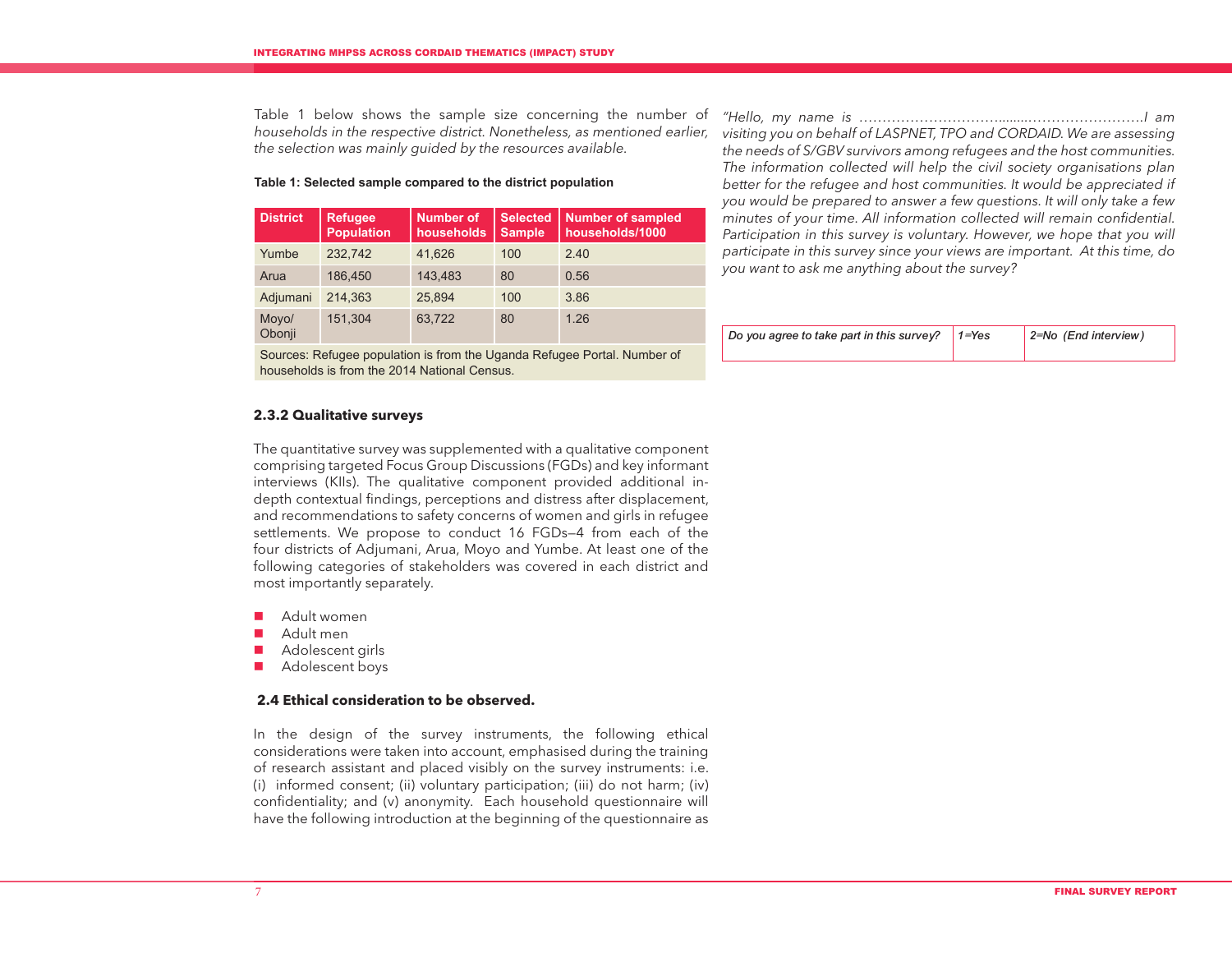Table 1 below shows the sample size concerning the number of *households in the respective district. Nonetheless, as mentioned earlier, the selection was mainly guided by the resources available.*

**Table 1: Selected sample compared to the district population**

| District | Refugee Population | Number of households | Selected Sample | Number of sampled households/1000 |
|---|---|---|---|---|
| Yumbe | 232,742 | 41,626 | 100 | 2.40 |
| Arua | 186,450 | 143,483 | 80 | 0.56 |
| Adjumani | 214,363 | 25,894 | 100 | 3.86 |
| Moyo/ Obonji | 151,304 | 63,722 | 80 | 1.26 |

Sources: Refugee population is from the Uganda Refugee Portal. Number of households is from the 2014 National Census.

### 2.3.2 Qualitative surveys

The quantitative survey was supplemented with a qualitative component comprising targeted Focus Group Discussions (FGDs) and key informant interviews (KIIs). The qualitative component provided additional in-depth contextual findings, perceptions and distress after displacement, and recommendations to safety concerns of women and girls in refugee settlements. We propose to conduct 16 FGDs–4 from each of the four districts of Adjumani, Arua, Moyo and Yumbe. At least one of the following categories of stakeholders was covered in each district and most importantly separately.

- Adult women
- Adult men
- Adolescent girls
- Adolescent boys

### 2.4 Ethical consideration to be observed.

In the design of the survey instruments, the following ethical considerations were taken into account, emphasised during the training of research assistant and placed visibly on the survey instruments: i.e. (i) informed consent; (ii) voluntary participation; (iii) do not harm; (iv) confidentiality; and (v) anonymity. Each household questionnaire will have the following introduction at the beginning of the questionnaire as

*"Hello, my name is ……………………………........……………………..I am visiting you on behalf of LASPNET, TPO and CORDAID. We are assessing the needs of S/GBV survivors among refugees and the host communities. The information collected will help the civil society organisations plan better for the refugee and host communities. It would be appreciated if you would be prepared to answer a few questions. It will only take a few minutes of your time. All information collected will remain confidential. Participation in this survey is voluntary. However, we hope that you will participate in this survey since your views are important. At this time, do you want to ask me anything about the survey?*

| *Do you agree to take part in this survey?* | *1=Yes* | *2=No (End interview)* |
|---|---|---|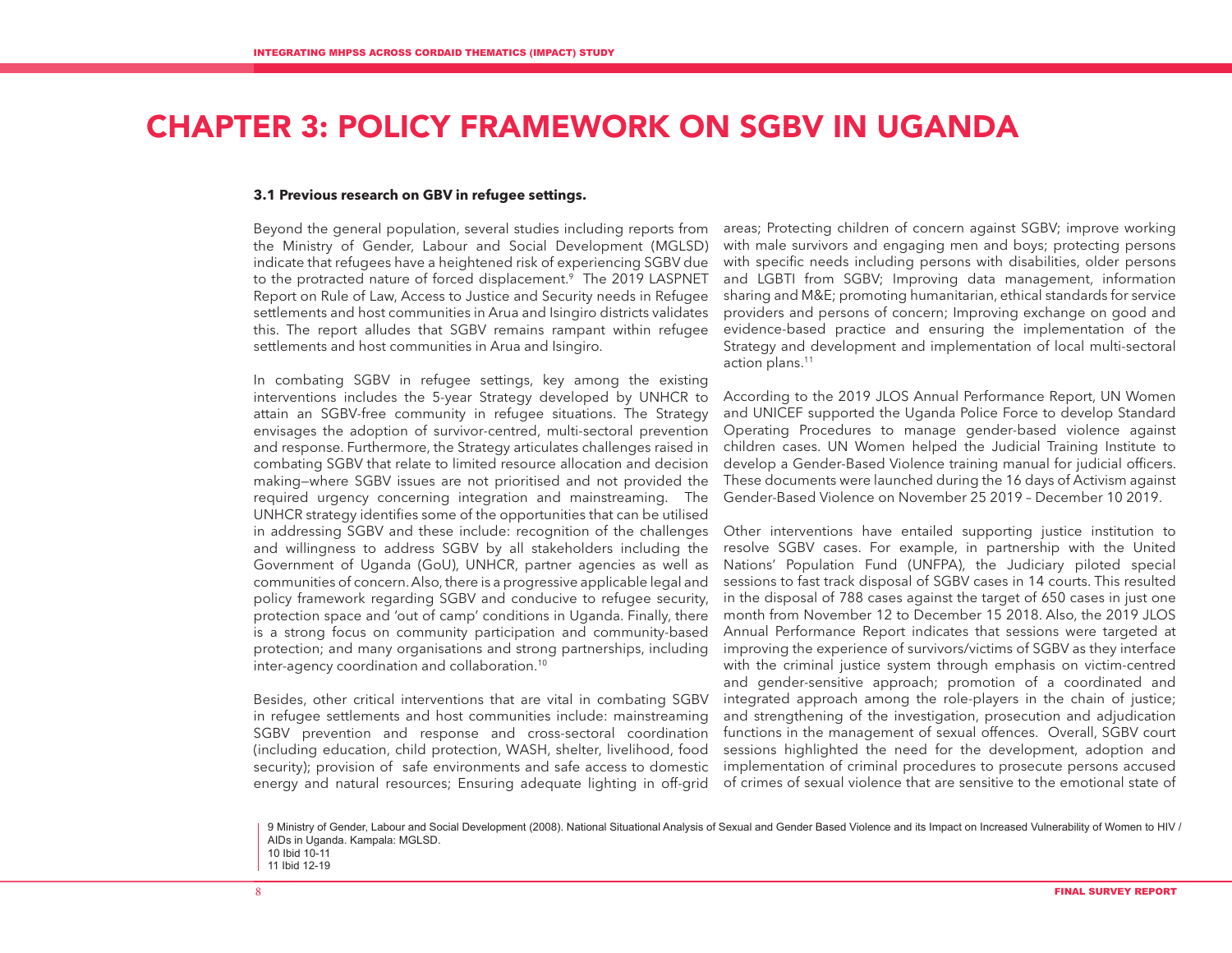# CHAPTER 3: POLICY FRAMEWORK ON SGBV IN UGANDA

### 3.1 Previous research on GBV in refugee settings.

Beyond the general population, several studies including reports from the Ministry of Gender, Labour and Social Development (MGLSD) indicate that refugees have a heightened risk of experiencing SGBV due to the protracted nature of forced displacement.[9] The 2019 LASPNET Report on Rule of Law, Access to Justice and Security needs in Refugee settlements and host communities in Arua and Isingiro districts validates this. The report alludes that SGBV remains rampant within refugee settlements and host communities in Arua and Isingiro.

In combating SGBV in refugee settings, key among the existing interventions includes the 5-year Strategy developed by UNHCR to attain an SGBV-free community in refugee situations. The Strategy envisages the adoption of survivor-centred, multi-sectoral prevention and response. Furthermore, the Strategy articulates challenges raised in combating SGBV that relate to limited resource allocation and decision making—where SGBV issues are not prioritised and not provided the required urgency concerning integration and mainstreaming. The UNHCR strategy identifies some of the opportunities that can be utilised in addressing SGBV and these include: recognition of the challenges and willingness to address SGBV by all stakeholders including the Government of Uganda (GoU), UNHCR, partner agencies as well as communities of concern. Also, there is a progressive applicable legal and policy framework regarding SGBV and conducive to refugee security, protection space and 'out of camp' conditions in Uganda. Finally, there is a strong focus on community participation and community-based protection; and many organisations and strong partnerships, including inter-agency coordination and collaboration.[10]

Besides, other critical interventions that are vital in combating SGBV in refugee settlements and host communities include: mainstreaming SGBV prevention and response and cross-sectoral coordination (including education, child protection, WASH, shelter, livelihood, food security); provision of safe environments and safe access to domestic energy and natural resources; Ensuring adequate lighting in off-grid areas; Protecting children of concern against SGBV; improve working with male survivors and engaging men and boys; protecting persons with specific needs including persons with disabilities, older persons and LGBTI from SGBV; Improving data management, information sharing and M&E; promoting humanitarian, ethical standards for service providers and persons of concern; Improving exchange on good and evidence-based practice and ensuring the implementation of the Strategy and development and implementation of local multi-sectoral action plans.[11]

According to the 2019 JLOS Annual Performance Report, UN Women and UNICEF supported the Uganda Police Force to develop Standard Operating Procedures to manage gender-based violence against children cases. UN Women helped the Judicial Training Institute to develop a Gender-Based Violence training manual for judicial officers. These documents were launched during the 16 days of Activism against Gender-Based Violence on November 25 2019 – December 10 2019.

Other interventions have entailed supporting justice institution to resolve SGBV cases. For example, in partnership with the United Nations' Population Fund (UNFPA), the Judiciary piloted special sessions to fast track disposal of SGBV cases in 14 courts. This resulted in the disposal of 788 cases against the target of 650 cases in just one month from November 12 to December 15 2018. Also, the 2019 JLOS Annual Performance Report indicates that sessions were targeted at improving the experience of survivors/victims of SGBV as they interface with the criminal justice system through emphasis on victim-centred and gender-sensitive approach; promotion of a coordinated and integrated approach among the role-players in the chain of justice; and strengthening of the investigation, prosecution and adjudication functions in the management of sexual offences. Overall, SGBV court sessions highlighted the need for the development, adoption and implementation of criminal procedures to prosecute persons accused of crimes of sexual violence that are sensitive to the emotional state of

9 Ministry of Gender, Labour and Social Development (2008). National Situational Analysis of Sexual and Gender Based Violence and its Impact on Increased Vulnerability of Women to HIV / AIDs in Uganda. Kampala: MGLSD.
10 Ibid 10-11
11 Ibid 12-19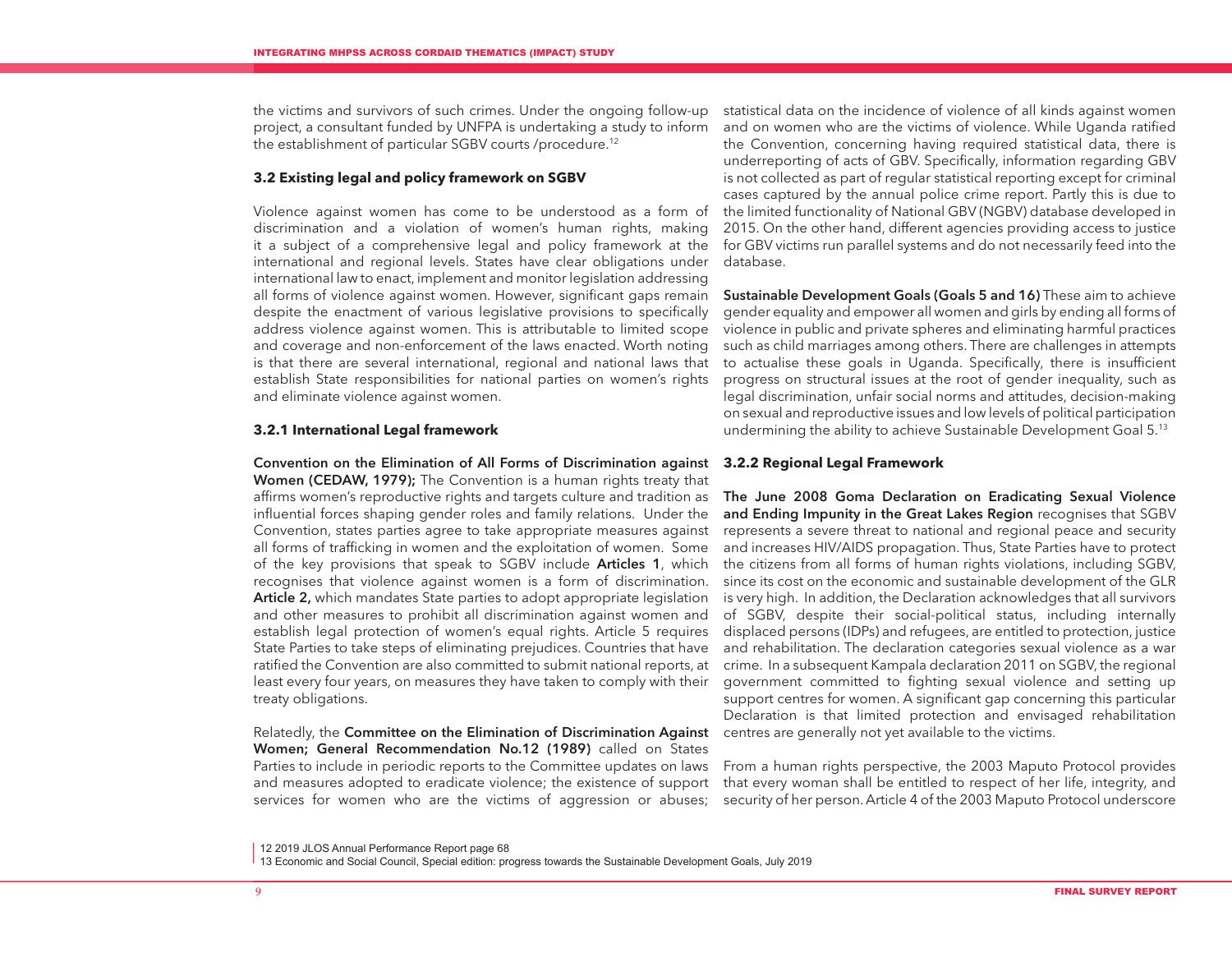the victims and survivors of such crimes. Under the ongoing follow-up project, a consultant funded by UNFPA is undertaking a study to inform the establishment of particular SGBV courts /procedure.[12]

### 3.2 Existing legal and policy framework on SGBV

Violence against women has come to be understood as a form of discrimination and a violation of women's human rights, making it a subject of a comprehensive legal and policy framework at the international and regional levels. States have clear obligations under international law to enact, implement and monitor legislation addressing all forms of violence against women. However, significant gaps remain despite the enactment of various legislative provisions to specifically address violence against women. This is attributable to limited scope and coverage and non-enforcement of the laws enacted. Worth noting is that there are several international, regional and national laws that establish State responsibilities for national parties on women's rights and eliminate violence against women.

#### 3.2.1 International Legal framework

**Convention on the Elimination of All Forms of Discrimination against Women (CEDAW, 1979);** The Convention is a human rights treaty that affirms women's reproductive rights and targets culture and tradition as influential forces shaping gender roles and family relations. Under the Convention, states parties agree to take appropriate measures against all forms of trafficking in women and the exploitation of women. Some of the key provisions that speak to SGBV include **Articles 1**, which recognises that violence against women is a form of discrimination. **Article 2,** which mandates State parties to adopt appropriate legislation and other measures to prohibit all discrimination against women and establish legal protection of women's equal rights. Article 5 requires State Parties to take steps of eliminating prejudices. Countries that have ratified the Convention are also committed to submit national reports, at least every four years, on measures they have taken to comply with their treaty obligations.

Relatedly, the **Committee on the Elimination of Discrimination Against Women; General Recommendation No.12 (1989)** called on States Parties to include in periodic reports to the Committee updates on laws and measures adopted to eradicate violence; the existence of support services for women who are the victims of aggression or abuses; statistical data on the incidence of violence of all kinds against women and on women who are the victims of violence. While Uganda ratified the Convention, concerning having required statistical data, there is underreporting of acts of GBV. Specifically, information regarding GBV is not collected as part of regular statistical reporting except for criminal cases captured by the annual police crime report. Partly this is due to the limited functionality of National GBV (NGBV) database developed in 2015. On the other hand, different agencies providing access to justice for GBV victims run parallel systems and do not necessarily feed into the database.

**Sustainable Development Goals (Goals 5 and 16)** These aim to achieve gender equality and empower all women and girls by ending all forms of violence in public and private spheres and eliminating harmful practices such as child marriages among others. There are challenges in attempts to actualise these goals in Uganda. Specifically, there is insufficient progress on structural issues at the root of gender inequality, such as legal discrimination, unfair social norms and attitudes, decision-making on sexual and reproductive issues and low levels of political participation undermining the ability to achieve Sustainable Development Goal 5.[13]

#### 3.2.2 Regional Legal Framework

**The June 2008 Goma Declaration on Eradicating Sexual Violence and Ending Impunity in the Great Lakes Region** recognises that SGBV represents a severe threat to national and regional peace and security and increases HIV/AIDS propagation. Thus, State Parties have to protect the citizens from all forms of human rights violations, including SGBV, since its cost on the economic and sustainable development of the GLR is very high. In addition, the Declaration acknowledges that all survivors of SGBV, despite their social-political status, including internally displaced persons (IDPs) and refugees, are entitled to protection, justice and rehabilitation. The declaration categories sexual violence as a war crime. In a subsequent Kampala declaration 2011 on SGBV, the regional government committed to fighting sexual violence and setting up support centres for women. A significant gap concerning this particular Declaration is that limited protection and envisaged rehabilitation centres are generally not yet available to the victims.

From a human rights perspective, the 2003 Maputo Protocol provides that every woman shall be entitled to respect of her life, integrity, and security of her person. Article 4 of the 2003 Maputo Protocol underscore

12 2019 JLOS Annual Performance Report page 68

13 Economic and Social Council, Special edition: progress towards the Sustainable Development Goals, July 2019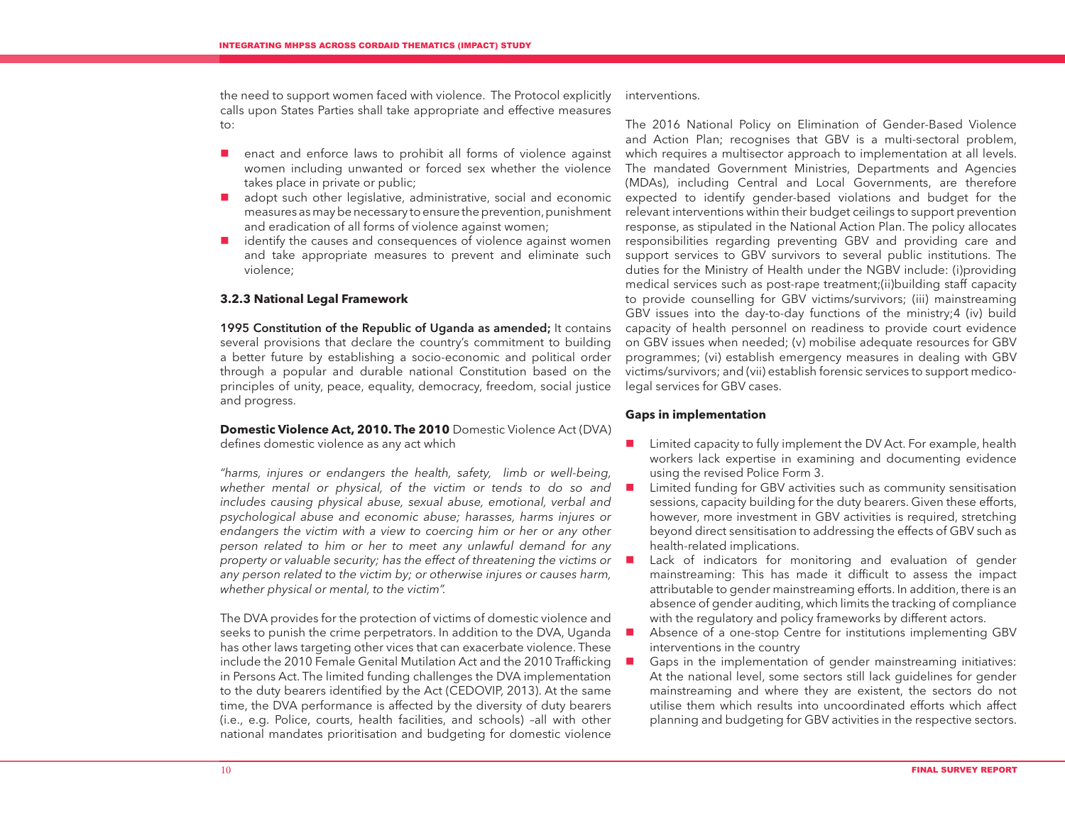the need to support women faced with violence. The Protocol explicitly calls upon States Parties shall take appropriate and effective measures to:

- enact and enforce laws to prohibit all forms of violence against women including unwanted or forced sex whether the violence takes place in private or public;
- adopt such other legislative, administrative, social and economic measures as may be necessary to ensure the prevention, punishment and eradication of all forms of violence against women;
- identify the causes and consequences of violence against women and take appropriate measures to prevent and eliminate such violence;

### 3.2.3 National Legal Framework

**1995 Constitution of the Republic of Uganda as amended;** It contains several provisions that declare the country's commitment to building a better future by establishing a socio-economic and political order through a popular and durable national Constitution based on the principles of unity, peace, equality, democracy, freedom, social justice and progress.

**Domestic Violence Act, 2010. The 2010** Domestic Violence Act (DVA) defines domestic violence as any act which

*"harms, injures or endangers the health, safety, limb or well-being, whether mental or physical, of the victim or tends to do so and includes causing physical abuse, sexual abuse, emotional, verbal and psychological abuse and economic abuse; harasses, harms injures or endangers the victim with a view to coercing him or her or any other person related to him or her to meet any unlawful demand for any property or valuable security; has the effect of threatening the victims or any person related to the victim by; or otherwise injures or causes harm, whether physical or mental, to the victim".*

The DVA provides for the protection of victims of domestic violence and seeks to punish the crime perpetrators. In addition to the DVA, Uganda has other laws targeting other vices that can exacerbate violence. These include the 2010 Female Genital Mutilation Act and the 2010 Trafficking in Persons Act. The limited funding challenges the DVA implementation to the duty bearers identified by the Act (CEDOVIP, 2013). At the same time, the DVA performance is affected by the diversity of duty bearers (i.e., e.g. Police, courts, health facilities, and schools) –all with other national mandates prioritisation and budgeting for domestic violence interventions.

The 2016 National Policy on Elimination of Gender-Based Violence and Action Plan; recognises that GBV is a multi-sectoral problem, which requires a multisector approach to implementation at all levels. The mandated Government Ministries, Departments and Agencies (MDAs), including Central and Local Governments, are therefore expected to identify gender-based violations and budget for the relevant interventions within their budget ceilings to support prevention response, as stipulated in the National Action Plan. The policy allocates responsibilities regarding preventing GBV and providing care and support services to GBV survivors to several public institutions. The duties for the Ministry of Health under the NGBV include: (i)providing medical services such as post-rape treatment;(ii)building staff capacity to provide counselling for GBV victims/survivors; (iii) mainstreaming GBV issues into the day-to-day functions of the ministry;4 (iv) build capacity of health personnel on readiness to provide court evidence on GBV issues when needed; (v) mobilise adequate resources for GBV programmes; (vi) establish emergency measures in dealing with GBV victims/survivors; and (vii) establish forensic services to support medico-legal services for GBV cases.

**Gaps in implementation**

- Limited capacity to fully implement the DV Act. For example, health workers lack expertise in examining and documenting evidence using the revised Police Form 3.
- Limited funding for GBV activities such as community sensitisation sessions, capacity building for the duty bearers. Given these efforts, however, more investment in GBV activities is required, stretching beyond direct sensitisation to addressing the effects of GBV such as health-related implications.
- Lack of indicators for monitoring and evaluation of gender mainstreaming: This has made it difficult to assess the impact attributable to gender mainstreaming efforts. In addition, there is an absence of gender auditing, which limits the tracking of compliance with the regulatory and policy frameworks by different actors.
- Absence of a one-stop Centre for institutions implementing GBV interventions in the country
- Gaps in the implementation of gender mainstreaming initiatives: At the national level, some sectors still lack guidelines for gender mainstreaming and where they are existent, the sectors do not utilise them which results into uncoordinated efforts which affect planning and budgeting for GBV activities in the respective sectors.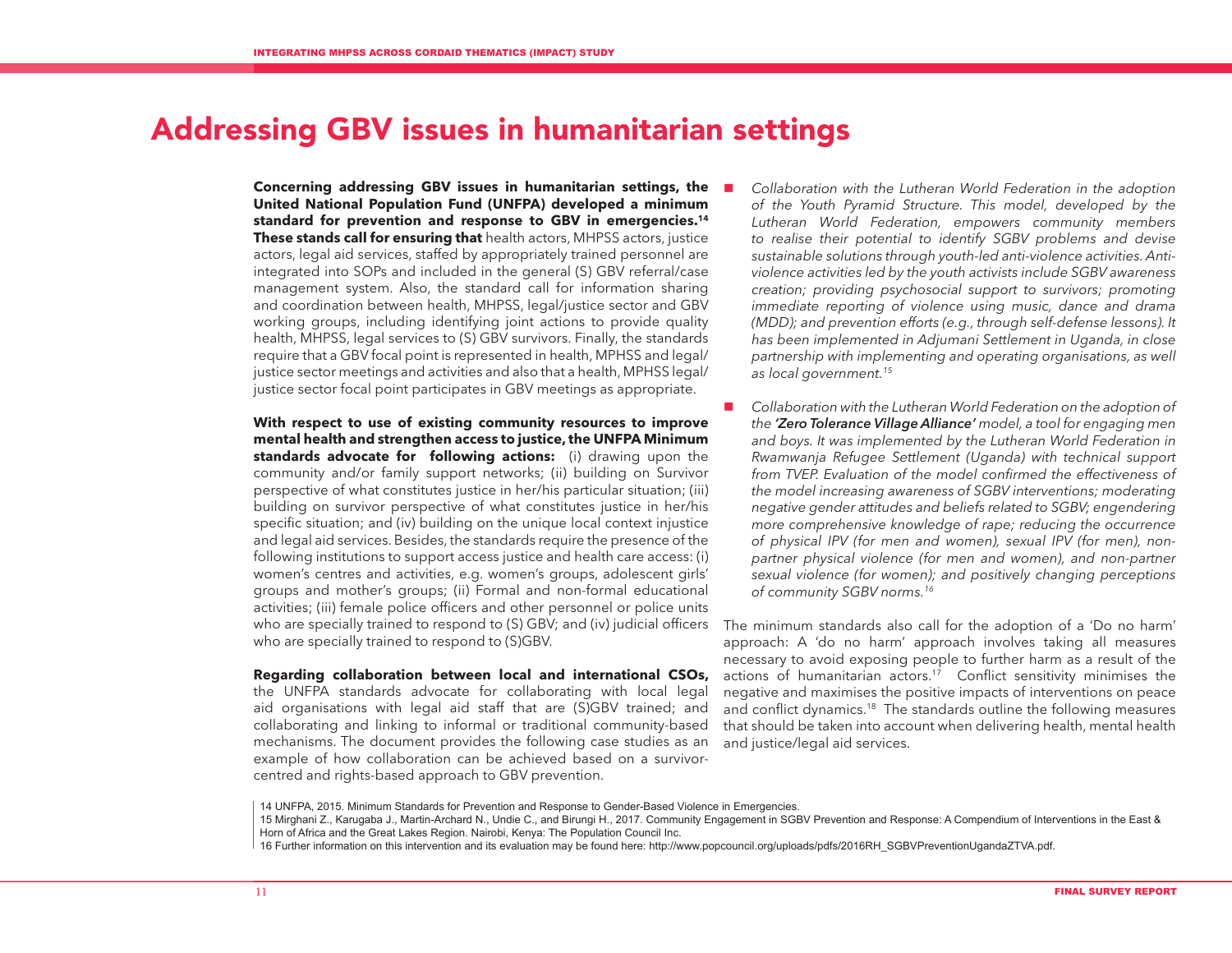# Addressing GBV issues in humanitarian settings

**Concerning addressing GBV issues in humanitarian settings, the United National Population Fund (UNFPA) developed a minimum standard for prevention and response to GBV in emergencies.[14] These stands call for ensuring that** health actors, MHPSS actors, justice actors, legal aid services, staffed by appropriately trained personnel are integrated into SOPs and included in the general (S) GBV referral/case management system. Also, the standard call for information sharing and coordination between health, MHPSS, legal/justice sector and GBV working groups, including identifying joint actions to provide quality health, MHPSS, legal services to (S) GBV survivors. Finally, the standards require that a GBV focal point is represented in health, MPHSS and legal/justice sector meetings and activities and also that a health, MPHSS legal/justice sector focal point participates in GBV meetings as appropriate.

**With respect to use of existing community resources to improve mental health and strengthen access to justice, the UNFPA Minimum standards advocate for following actions:** (i) drawing upon the community and/or family support networks; (ii) building on Survivor perspective of what constitutes justice in her/his particular situation; (iii) building on survivor perspective of what constitutes justice in her/his specific situation; and (iv) building on the unique local context injustice and legal aid services. Besides, the standards require the presence of the following institutions to support access justice and health care access: (i) women's centres and activities, e.g. women's groups, adolescent girls' groups and mother's groups; (ii) Formal and non-formal educational activities; (iii) female police officers and other personnel or police units who are specially trained to respond to (S) GBV; and (iv) judicial officers who are specially trained to respond to (S)GBV.

**Regarding collaboration between local and international CSOs,** the UNFPA standards advocate for collaborating with local legal aid organisations with legal aid staff that are (S)GBV trained; and collaborating and linking to informal or traditional community-based mechanisms. The document provides the following case studies as an example of how collaboration can be achieved based on a survivor-centred and rights-based approach to GBV prevention.

- *Collaboration with the Lutheran World Federation in the adoption of the Youth Pyramid Structure. This model, developed by the Lutheran World Federation, empowers community members to realise their potential to identify SGBV problems and devise sustainable solutions through youth-led anti-violence activities. Anti-violence activities led by the youth activists include SGBV awareness creation; providing psychosocial support to survivors; promoting immediate reporting of violence using music, dance and drama (MDD); and prevention efforts (e.g., through self-defense lessons). It has been implemented in Adjumani Settlement in Uganda, in close partnership with implementing and operating organisations, as well as local government.[15]*
- *Collaboration with the Lutheran World Federation on the adoption of the **'Zero Tolerance Village Alliance'** model, a tool for engaging men and boys. It was implemented by the Lutheran World Federation in Rwamwanja Refugee Settlement (Uganda) with technical support from TVEP. Evaluation of the model confirmed the effectiveness of the model increasing awareness of SGBV interventions; moderating negative gender attitudes and beliefs related to SGBV; engendering more comprehensive knowledge of rape; reducing the occurrence of physical IPV (for men and women), sexual IPV (for men), non-partner physical violence (for men and women), and non-partner sexual violence (for women); and positively changing perceptions of community SGBV norms.[16]*

The minimum standards also call for the adoption of a 'Do no harm' approach: A 'do no harm' approach involves taking all measures necessary to avoid exposing people to further harm as a result of the actions of humanitarian actors.[17] Conflict sensitivity minimises the negative and maximises the positive impacts of interventions on peace and conflict dynamics.[18] The standards outline the following measures that should be taken into account when delivering health, mental health and justice/legal aid services.

---

14 UNFPA, 2015. Minimum Standards for Prevention and Response to Gender-Based Violence in Emergencies.

15 Mirghani Z., Karugaba J., Martin-Archard N., Undie C., and Birungi H., 2017. Community Engagement in SGBV Prevention and Response: A Compendium of Interventions in the East & Horn of Africa and the Great Lakes Region. Nairobi, Kenya: The Population Council Inc.

16 Further information on this intervention and its evaluation may be found here: http://www.popcouncil.org/uploads/pdfs/2016RH_SGBVPreventionUgandaZTVA.pdf.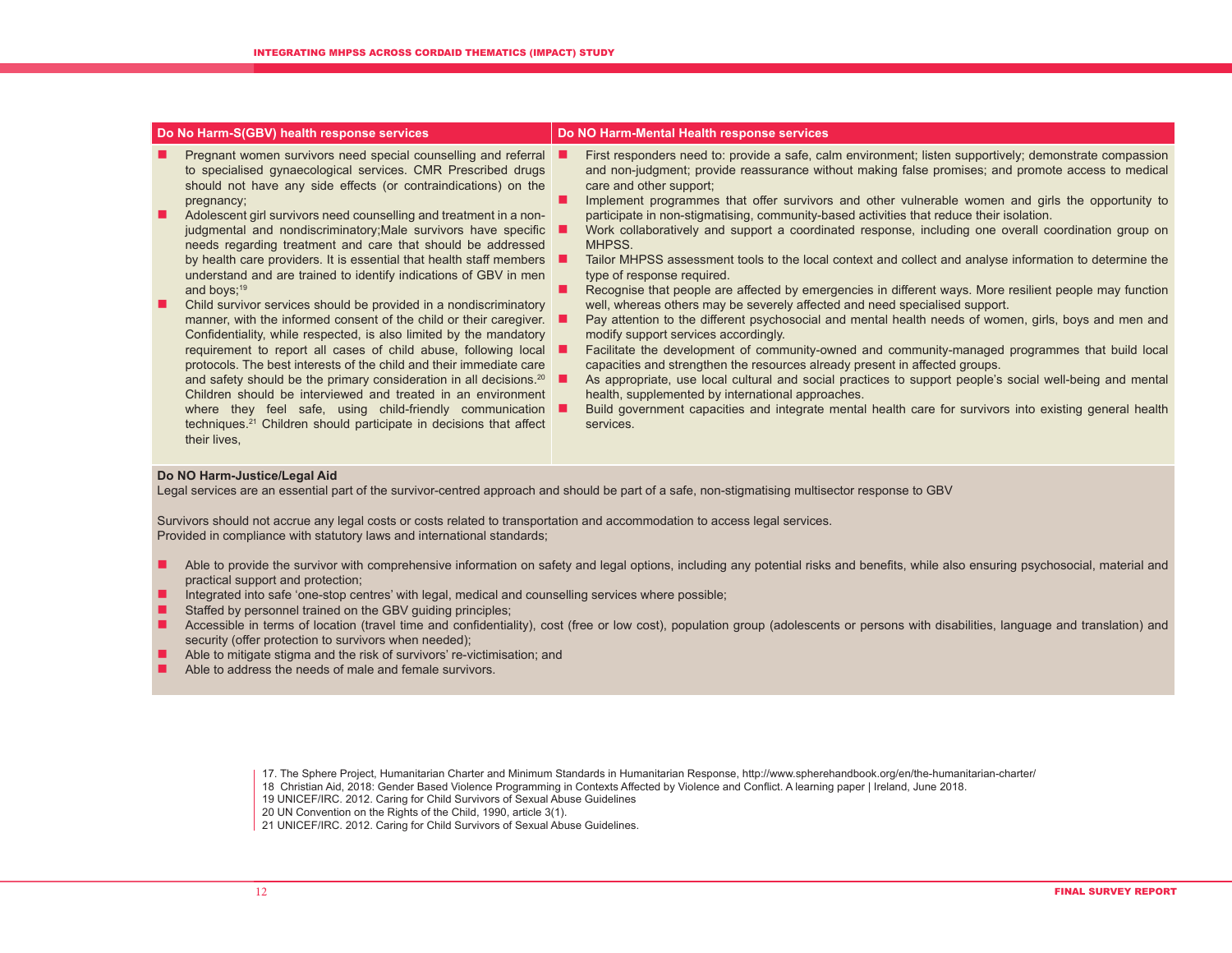| Do No Harm-S(GBV) health response services | Do NO Harm-Mental Health response services |
|---|---|
| - Pregnant women survivors need special counselling and referral to specialised gynaecological services. CMR Prescribed drugs should not have any side effects (or contraindications) on the pregnancy;<br>- Adolescent girl survivors need counselling and treatment in a non-judgmental and nondiscriminatory;Male survivors have specific needs regarding treatment and care that should be addressed by health care providers. It is essential that health staff members understand and are trained to identify indications of GBV in men and boys;[19]<br>- Child survivor services should be provided in a nondiscriminatory manner, with the informed consent of the child or their caregiver. Confidentiality, while respected, is also limited by the mandatory requirement to report all cases of child abuse, following local protocols. The best interests of the child and their immediate care and safety should be the primary consideration in all decisions.[20] Children should be interviewed and treated in an environment where they feel safe, using child-friendly communication techniques.[21] Children should participate in decisions that affect their lives, | - First responders need to: provide a safe, calm environment; listen supportively; demonstrate compassion and non-judgment; provide reassurance without making false promises; and promote access to medical care and other support;<br>- Implement programmes that offer survivors and other vulnerable women and girls the opportunity to participate in non-stigmatising, community-based activities that reduce their isolation.<br>- Work collaboratively and support a coordinated response, including one overall coordination group on MHPSS.<br>- Tailor MHPSS assessment tools to the local context and collect and analyse information to determine the type of response required.<br>- Recognise that people are affected by emergencies in different ways. More resilient people may function well, whereas others may be severely affected and need specialised support.<br>- Pay attention to the different psychosocial and mental health needs of women, girls, boys and men and modify support services accordingly.<br>- Facilitate the development of community-owned and community-managed programmes that build local capacities and strengthen the resources already present in affected groups.<br>- As appropriate, use local cultural and social practices to support people's social well-being and mental health, supplemented by international approaches.<br>- Build government capacities and integrate mental health care for survivors into existing general health services. |

**Do NO Harm-Justice/Legal Aid**

Legal services are an essential part of the survivor-centred approach and should be part of a safe, non-stigmatising multisector response to GBV

Survivors should not accrue any legal costs or costs related to transportation and accommodation to access legal services.
Provided in compliance with statutory laws and international standards;

- Able to provide the survivor with comprehensive information on safety and legal options, including any potential risks and benefits, while also ensuring psychosocial, material and practical support and protection;
- Integrated into safe 'one-stop centres' with legal, medical and counselling services where possible;
- Staffed by personnel trained on the GBV guiding principles;
- Accessible in terms of location (travel time and confidentiality), cost (free or low cost), population group (adolescents or persons with disabilities, language and translation) and security (offer protection to survivors when needed);
- Able to mitigate stigma and the risk of survivors' re-victimisation; and
- Able to address the needs of male and female survivors.

17. The Sphere Project, Humanitarian Charter and Minimum Standards in Humanitarian Response, http://www.spherehandbook.org/en/the-humanitarian-charter/
18 Christian Aid, 2018: Gender Based Violence Programming in Contexts Affected by Violence and Conflict. A learning paper | Ireland, June 2018.
19 UNICEF/IRC. 2012. Caring for Child Survivors of Sexual Abuse Guidelines
20 UN Convention on the Rights of the Child, 1990, article 3(1).
21 UNICEF/IRC. 2012. Caring for Child Survivors of Sexual Abuse Guidelines.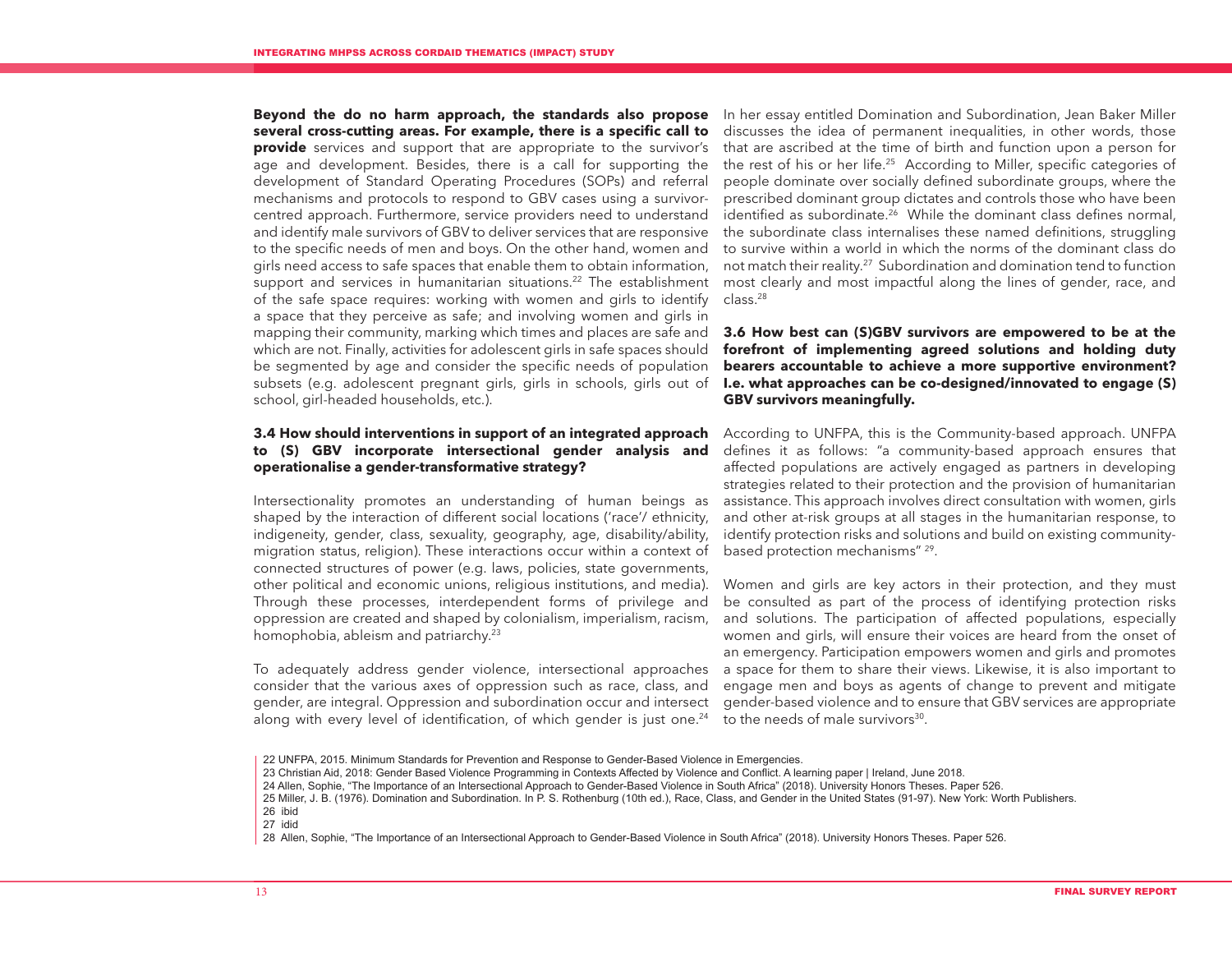**Beyond the do no harm approach, the standards also propose several cross-cutting areas. For example, there is a specific call to provide** services and support that are appropriate to the survivor's age and development. Besides, there is a call for supporting the development of Standard Operating Procedures (SOPs) and referral mechanisms and protocols to respond to GBV cases using a survivor-centred approach. Furthermore, service providers need to understand and identify male survivors of GBV to deliver services that are responsive to the specific needs of men and boys. On the other hand, women and girls need access to safe spaces that enable them to obtain information, support and services in humanitarian situations.[22] The establishment of the safe space requires: working with women and girls to identify a space that they perceive as safe; and involving women and girls in mapping their community, marking which times and places are safe and which are not. Finally, activities for adolescent girls in safe spaces should be segmented by age and consider the specific needs of population subsets (e.g. adolescent pregnant girls, girls in schools, girls out of school, girl-headed households, etc.).

### 3.4 How should interventions in support of an integrated approach to (S) GBV incorporate intersectional gender analysis and operationalise a gender-transformative strategy?

Intersectionality promotes an understanding of human beings as shaped by the interaction of different social locations ('race'/ ethnicity, indigeneity, gender, class, sexuality, geography, age, disability/ability, migration status, religion). These interactions occur within a context of connected structures of power (e.g. laws, policies, state governments, other political and economic unions, religious institutions, and media). Through these processes, interdependent forms of privilege and oppression are created and shaped by colonialism, imperialism, racism, homophobia, ableism and patriarchy.[23]

To adequately address gender violence, intersectional approaches consider that the various axes of oppression such as race, class, and gender, are integral. Oppression and subordination occur and intersect along with every level of identification, of which gender is just one.[24]

In her essay entitled Domination and Subordination, Jean Baker Miller discusses the idea of permanent inequalities, in other words, those that are ascribed at the time of birth and function upon a person for the rest of his or her life.[25] According to Miller, specific categories of people dominate over socially defined subordinate groups, where the prescribed dominant group dictates and controls those who have been identified as subordinate.[26] While the dominant class defines normal, the subordinate class internalises these named definitions, struggling to survive within a world in which the norms of the dominant class do not match their reality.[27] Subordination and domination tend to function most clearly and most impactful along the lines of gender, race, and class.[28]

### 3.6 How best can (S)GBV survivors are empowered to be at the forefront of implementing agreed solutions and holding duty bearers accountable to achieve a more supportive environment? I.e. what approaches can be co-designed/innovated to engage (S) GBV survivors meaningfully.

According to UNFPA, this is the Community-based approach. UNFPA defines it as follows: "a community-based approach ensures that affected populations are actively engaged as partners in developing strategies related to their protection and the provision of humanitarian assistance. This approach involves direct consultation with women, girls and other at-risk groups at all stages in the humanitarian response, to identify protection risks and solutions and build on existing community-based protection mechanisms" [29].

Women and girls are key actors in their protection, and they must be consulted as part of the process of identifying protection risks and solutions. The participation of affected populations, especially women and girls, will ensure their voices are heard from the onset of an emergency. Participation empowers women and girls and promotes a space for them to share their views. Likewise, it is also important to engage men and boys as agents of change to prevent and mitigate gender-based violence and to ensure that GBV services are appropriate to the needs of male survivors[30].

22 UNFPA, 2015. Minimum Standards for Prevention and Response to Gender-Based Violence in Emergencies.

23 Christian Aid, 2018: Gender Based Violence Programming in Contexts Affected by Violence and Conflict. A learning paper | Ireland, June 2018.

24 Allen, Sophie, "The Importance of an Intersectional Approach to Gender-Based Violence in South Africa" (2018). University Honors Theses. Paper 526.

25 Miller, J. B. (1976). Domination and Subordination. In P. S. Rothenburg (10th ed.), Race, Class, and Gender in the United States (91-97). New York: Worth Publishers.

26 ibid

27 idid

28 Allen, Sophie, "The Importance of an Intersectional Approach to Gender-Based Violence in South Africa" (2018). University Honors Theses. Paper 526.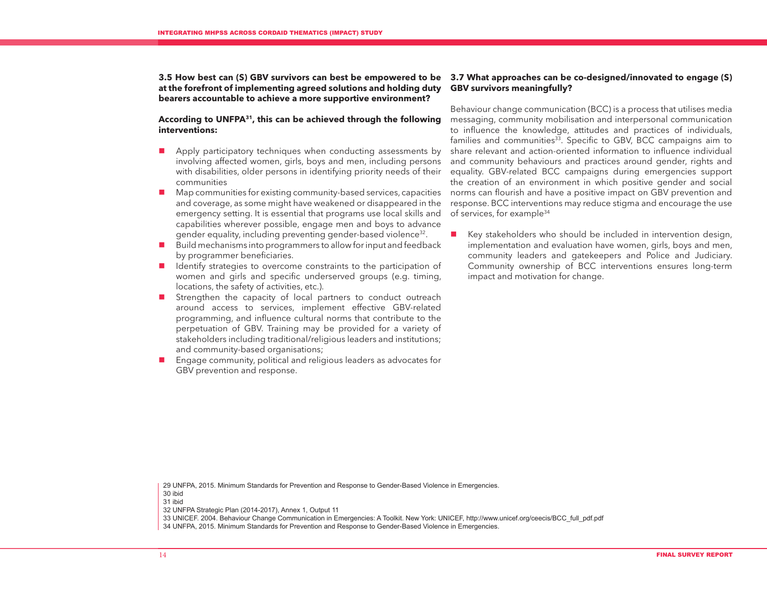### 3.5 How best can (S) GBV survivors can best be empowered to be at the forefront of implementing agreed solutions and holding duty bearers accountable to achieve a more supportive environment?

**According to UNFPA[31], this can be achieved through the following interventions:**

- Apply participatory techniques when conducting assessments by involving affected women, girls, boys and men, including persons with disabilities, older persons in identifying priority needs of their communities
- Map communities for existing community-based services, capacities and coverage, as some might have weakened or disappeared in the emergency setting. It is essential that programs use local skills and capabilities wherever possible, engage men and boys to advance gender equality, including preventing gender-based violence[32].
- Build mechanisms into programmers to allow for input and feedback by programmer beneficiaries.
- Identify strategies to overcome constraints to the participation of women and girls and specific underserved groups (e.g. timing, locations, the safety of activities, etc.).
- Strengthen the capacity of local partners to conduct outreach around access to services, implement effective GBV-related programming, and influence cultural norms that contribute to the perpetuation of GBV. Training may be provided for a variety of stakeholders including traditional/religious leaders and institutions; and community-based organisations;
- Engage community, political and religious leaders as advocates for GBV prevention and response.

### 3.7 What approaches can be co-designed/innovated to engage (S) GBV survivors meaningfully?

Behaviour change communication (BCC) is a process that utilises media messaging, community mobilisation and interpersonal communication to influence the knowledge, attitudes and practices of individuals, families and communities[33]. Specific to GBV, BCC campaigns aim to share relevant and action-oriented information to influence individual and community behaviours and practices around gender, rights and equality. GBV-related BCC campaigns during emergencies support the creation of an environment in which positive gender and social norms can flourish and have a positive impact on GBV prevention and response. BCC interventions may reduce stigma and encourage the use of services, for example[34]

- Key stakeholders who should be included in intervention design, implementation and evaluation have women, girls, boys and men, community leaders and gatekeepers and Police and Judiciary. Community ownership of BCC interventions ensures long-term impact and motivation for change.

29 UNFPA, 2015. Minimum Standards for Prevention and Response to Gender-Based Violence in Emergencies.
30 ibid
31 ibid
32 UNFPA Strategic Plan (2014-2017), Annex 1, Output 11
33 UNICEF. 2004. Behaviour Change Communication in Emergencies: A Toolkit. New York: UNICEF, http://www.unicef.org/ceecis/BCC_full_pdf.pdf
34 UNFPA, 2015. Minimum Standards for Prevention and Response to Gender-Based Violence in Emergencies.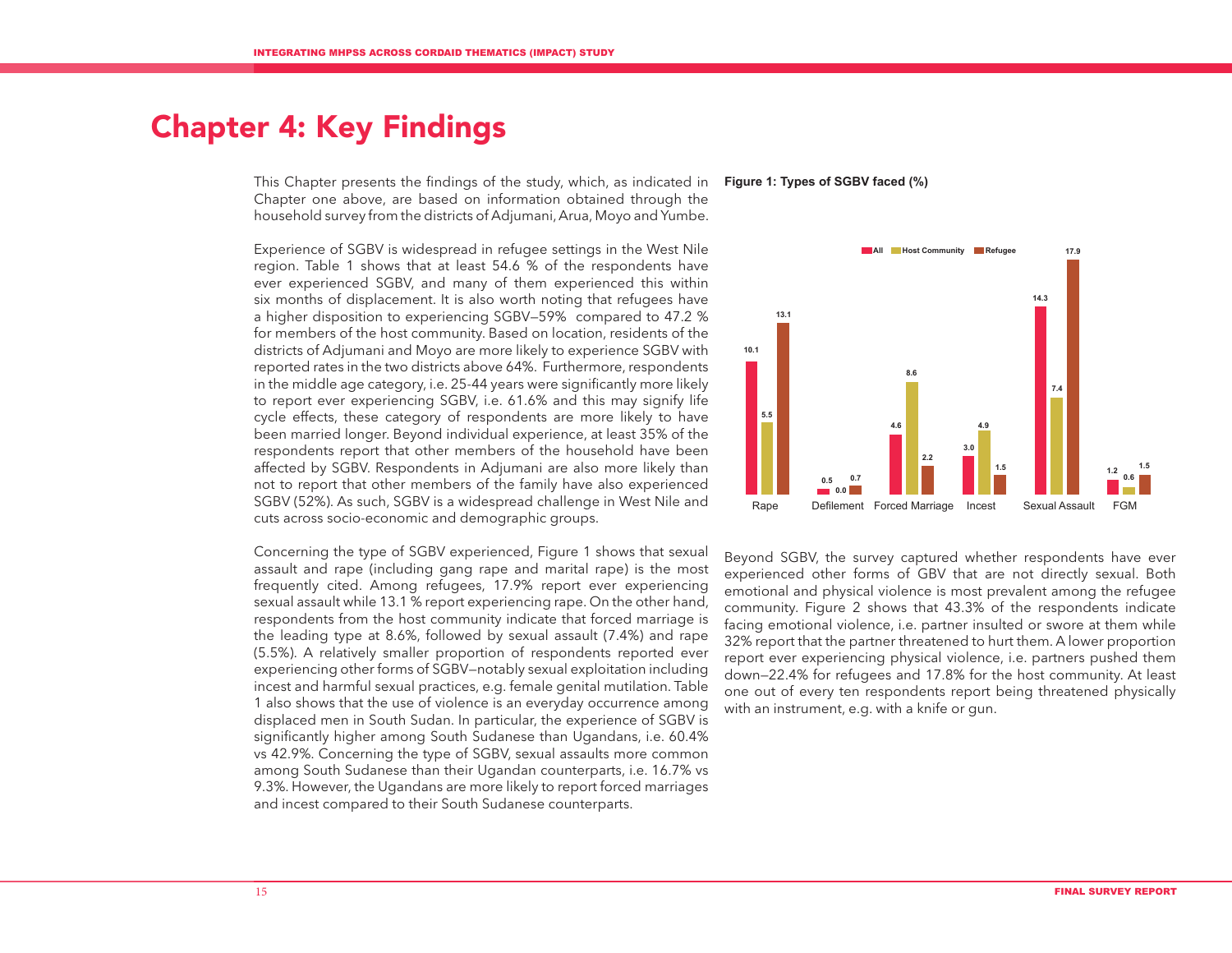# Chapter 4: Key Findings

This Chapter presents the findings of the study, which, as indicated in Chapter one above, are based on information obtained through the household survey from the districts of Adjumani, Arua, Moyo and Yumbe.

Experience of SGBV is widespread in refugee settings in the West Nile region. Table 1 shows that at least 54.6 % of the respondents have ever experienced SGBV, and many of them experienced this within six months of displacement. It is also worth noting that refugees have a higher disposition to experiencing SGBV—59% compared to 47.2 % for members of the host community. Based on location, residents of the districts of Adjumani and Moyo are more likely to experience SGBV with reported rates in the two districts above 64%. Furthermore, respondents in the middle age category, i.e. 25-44 years were significantly more likely to report ever experiencing SGBV, i.e. 61.6% and this may signify life cycle effects, these category of respondents are more likely to have been married longer. Beyond individual experience, at least 35% of the respondents report that other members of the household have been affected by SGBV. Respondents in Adjumani are also more likely than not to report that other members of the family have also experienced SGBV (52%). As such, SGBV is a widespread challenge in West Nile and cuts across socio-economic and demographic groups.

Concerning the type of SGBV experienced, Figure 1 shows that sexual assault and rape (including gang rape and marital rape) is the most frequently cited. Among refugees, 17.9% report ever experiencing sexual assault while 13.1 % report experiencing rape. On the other hand, respondents from the host community indicate that forced marriage is the leading type at 8.6%, followed by sexual assault (7.4%) and rape (5.5%). A relatively smaller proportion of respondents reported ever experiencing other forms of SGBV—notably sexual exploitation including incest and harmful sexual practices, e.g. female genital mutilation. Table 1 also shows that the use of violence is an everyday occurrence among displaced men in South Sudan. In particular, the experience of SGBV is significantly higher among South Sudanese than Ugandans, i.e. 60.4% vs 42.9%. Concerning the type of SGBV, sexual assaults more common among South Sudanese than their Ugandan counterparts, i.e. 16.7% vs 9.3%. However, the Ugandans are more likely to report forced marriages and incest compared to their South Sudanese counterparts.

**Figure 1: Types of SGBV faced (%)**

| Type | All | Host Community | Refugee |
|---|---|---|---|
| Rape | 10.1 | 5.5 | 13.1 |
| Defilement | 0.5 | 0.0 | 0.7 |
| Forced Marriage | 4.6 | 8.6 | 2.2 |
| Incest | 3.0 | 4.9 | 1.5 |
| Sexual Assault | 14.3 | 7.4 | 17.9 |
| FGM | 1.2 | 0.6 | 1.5 |

Beyond SGBV, the survey captured whether respondents have ever experienced other forms of GBV that are not directly sexual. Both emotional and physical violence is most prevalent among the refugee community. Figure 2 shows that 43.3% of the respondents indicate facing emotional violence, i.e. partner insulted or swore at them while 32% report that the partner threatened to hurt them. A lower proportion report ever experiencing physical violence, i.e. partners pushed them down—22.4% for refugees and 17.8% for the host community. At least one out of every ten respondents report being threatened physically with an instrument, e.g. with a knife or gun.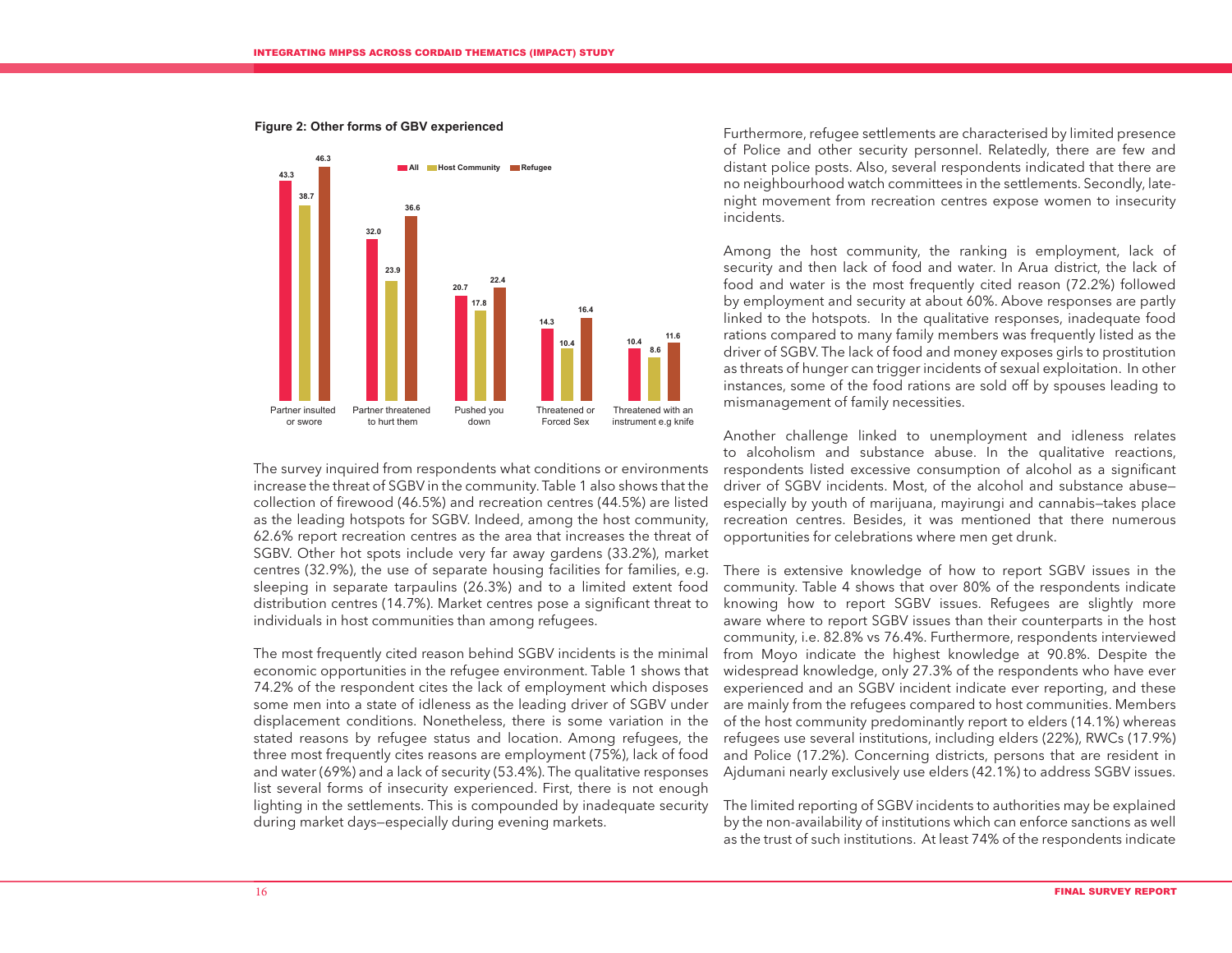**Figure 2: Other forms of GBV experienced**

| | All | Host Community | Refugee |
|---|---|---|---|
| Partner insulted or swore | 43.3 | 38.7 | 46.3 |
| Partner threatened to hurt them | 32.0 | 23.9 | 36.6 |
| Pushed you down | 20.7 | 17.8 | 22.4 |
| Threatened or Forced Sex | 14.3 | 10.4 | 16.4 |
| Threatened with an instrument e.g knife | 10.4 | 8.6 | 11.6 |

The survey inquired from respondents what conditions or environments increase the threat of SGBV in the community. Table 1 also shows that the collection of firewood (46.5%) and recreation centres (44.5%) are listed as the leading hotspots for SGBV. Indeed, among the host community, 62.6% report recreation centres as the area that increases the threat of SGBV. Other hot spots include very far away gardens (33.2%), market centres (32.9%), the use of separate housing facilities for families, e.g. sleeping in separate tarpaulins (26.3%) and to a limited extent food distribution centres (14.7%). Market centres pose a significant threat to individuals in host communities than among refugees.

The most frequently cited reason behind SGBV incidents is the minimal economic opportunities in the refugee environment. Table 1 shows that 74.2% of the respondent cites the lack of employment which disposes some men into a state of idleness as the leading driver of SGBV under displacement conditions. Nonetheless, there is some variation in the stated reasons by refugee status and location. Among refugees, the three most frequently cites reasons are employment (75%), lack of food and water (69%) and a lack of security (53.4%). The qualitative responses list several forms of insecurity experienced. First, there is not enough lighting in the settlements. This is compounded by inadequate security during market days—especially during evening markets.

Furthermore, refugee settlements are characterised by limited presence of Police and other security personnel. Relatedly, there are few and distant police posts. Also, several respondents indicated that there are no neighbourhood watch committees in the settlements. Secondly, late-night movement from recreation centres expose women to insecurity incidents.

Among the host community, the ranking is employment, lack of security and then lack of food and water. In Arua district, the lack of food and water is the most frequently cited reason (72.2%) followed by employment and security at about 60%. Above responses are partly linked to the hotspots. In the qualitative responses, inadequate food rations compared to many family members was frequently listed as the driver of SGBV. The lack of food and money exposes girls to prostitution as threats of hunger can trigger incidents of sexual exploitation. In other instances, some of the food rations are sold off by spouses leading to mismanagement of family necessities.

Another challenge linked to unemployment and idleness relates to alcoholism and substance abuse. In the qualitative reactions, respondents listed excessive consumption of alcohol as a significant driver of SGBV incidents. Most, of the alcohol and substance abuse—especially by youth of marijuana, mayirungi and cannabis—takes place recreation centres. Besides, it was mentioned that there numerous opportunities for celebrations where men get drunk.

There is extensive knowledge of how to report SGBV issues in the community. Table 4 shows that over 80% of the respondents indicate knowing how to report SGBV issues. Refugees are slightly more aware where to report SGBV issues than their counterparts in the host community, i.e. 82.8% vs 76.4%. Furthermore, respondents interviewed from Moyo indicate the highest knowledge at 90.8%. Despite the widespread knowledge, only 27.3% of the respondents who have ever experienced and an SGBV incident indicate ever reporting, and these are mainly from the refugees compared to host communities. Members of the host community predominantly report to elders (14.1%) whereas refugees use several institutions, including elders (22%), RWCs (17.9%) and Police (17.2%). Concerning districts, persons that are resident in Ajdumani nearly exclusively use elders (42.1%) to address SGBV issues.

The limited reporting of SGBV incidents to authorities may be explained by the non-availability of institutions which can enforce sanctions as well as the trust of such institutions. At least 74% of the respondents indicate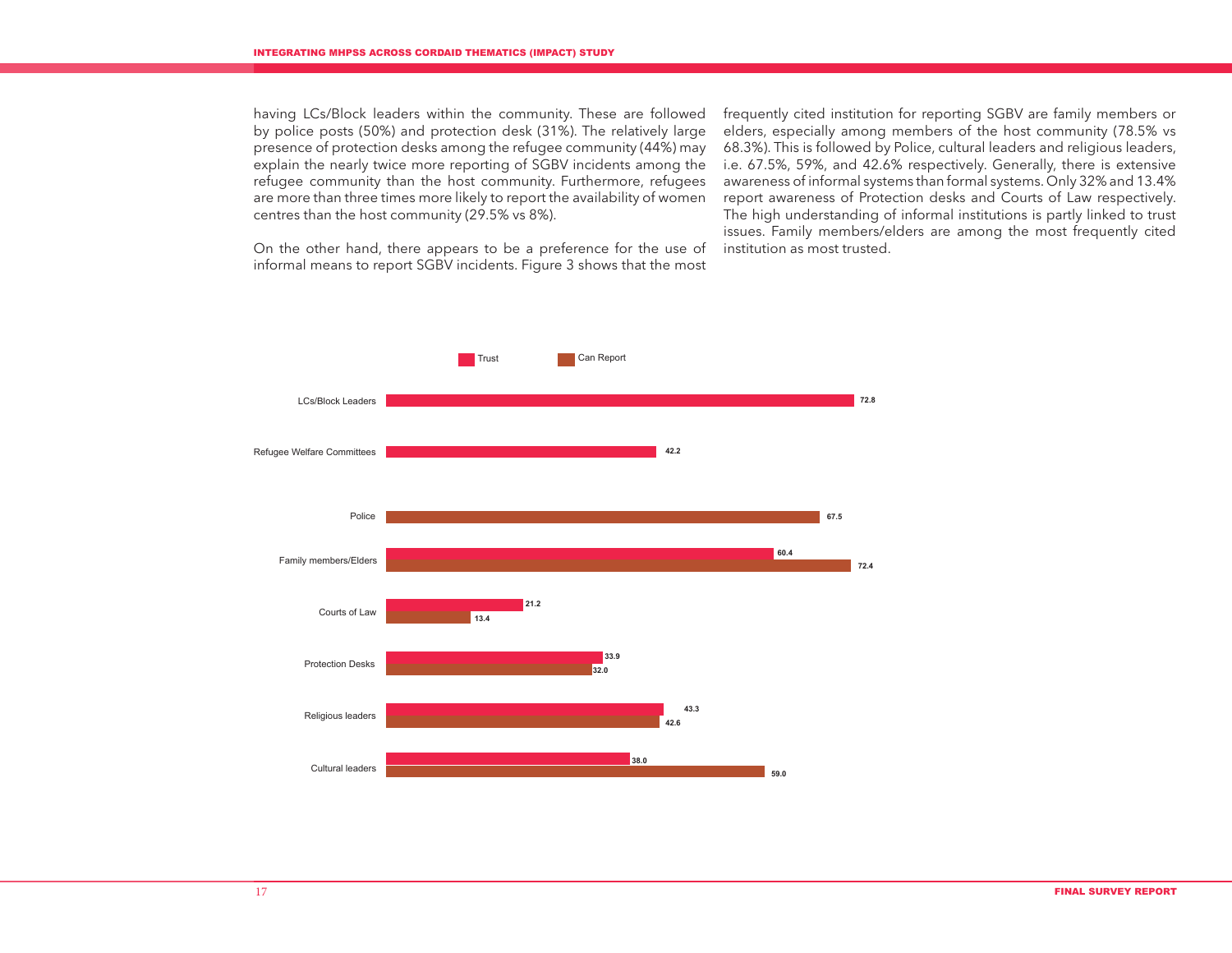having LCs/Block leaders within the community. These are followed by police posts (50%) and protection desk (31%). The relatively large presence of protection desks among the refugee community (44%) may explain the nearly twice more reporting of SGBV incidents among the refugee community than the host community. Furthermore, refugees are more than three times more likely to report the availability of women centres than the host community (29.5% vs 8%).

On the other hand, there appears to be a preference for the use of informal means to report SGBV incidents. Figure 3 shows that the most frequently cited institution for reporting SGBV are family members or elders, especially among members of the host community (78.5% vs 68.3%). This is followed by Police, cultural leaders and religious leaders, i.e. 67.5%, 59%, and 42.6% respectively. Generally, there is extensive awareness of informal systems than formal systems. Only 32% and 13.4% report awareness of Protection desks and Courts of Law respectively. The high understanding of informal institutions is partly linked to trust issues. Family members/elders are among the most frequently cited institution as most trusted.

| Institution | Trust | Can Report |
|---|---|---|
| LCs/Block Leaders | 72.8 | |
| Refugee Welfare Committees | 42.2 | |
| Police | | 67.5 |
| Family members/Elders | 60.4 | 72.4 |
| Courts of Law | 21.2 | 13.4 |
| Protection Desks | 33.9 | 32.0 |
| Religious leaders | 43.3 | 42.6 |
| Cultural leaders | 38.0 | 59.0 |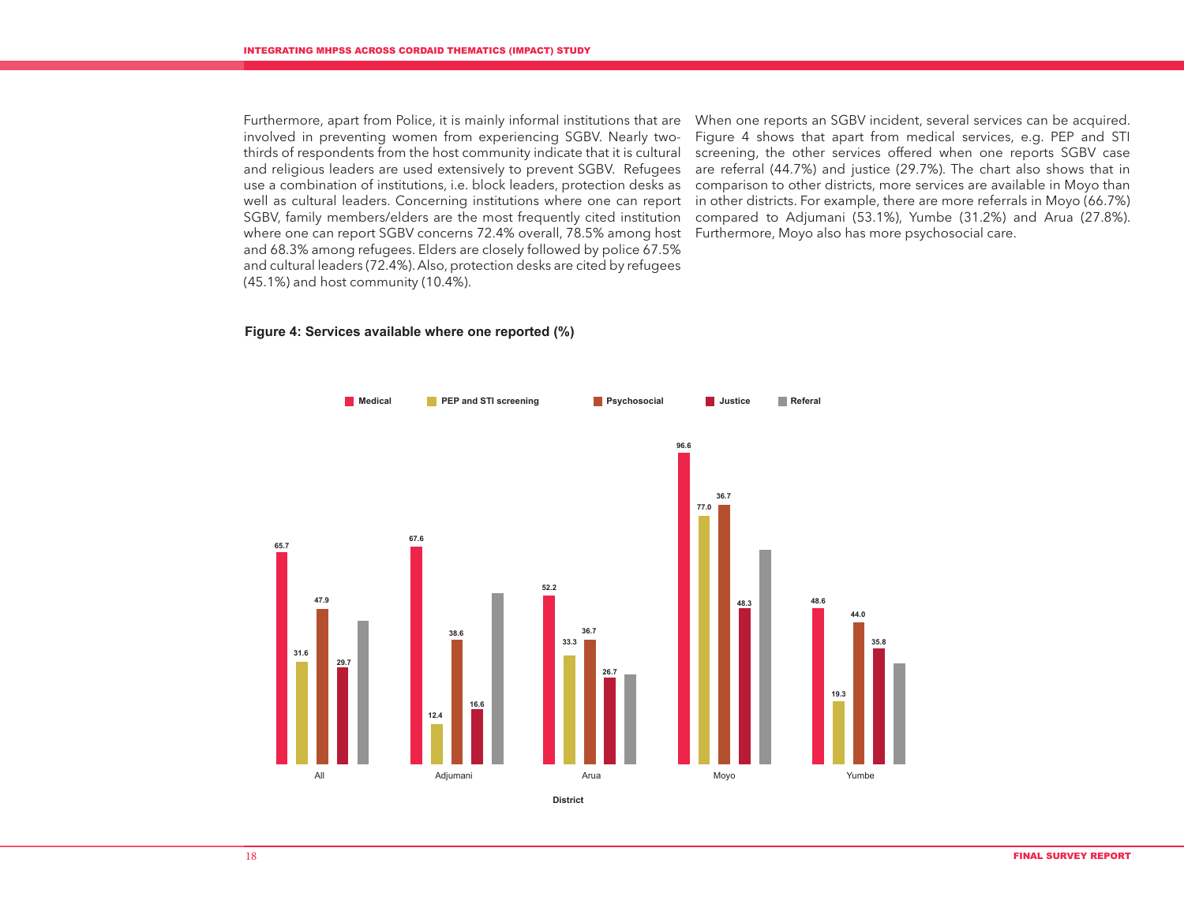Furthermore, apart from Police, it is mainly informal institutions that are involved in preventing women from experiencing SGBV. Nearly two-thirds of respondents from the host community indicate that it is cultural and religious leaders are used extensively to prevent SGBV. Refugees use a combination of institutions, i.e. block leaders, protection desks as well as cultural leaders. Concerning institutions where one can report SGBV, family members/elders are the most frequently cited institution where one can report SGBV concerns 72.4% overall, 78.5% among host and 68.3% among refugees. Elders are closely followed by police 67.5% and cultural leaders (72.4%). Also, protection desks are cited by refugees (45.1%) and host community (10.4%).

When one reports an SGBV incident, several services can be acquired. Figure 4 shows that apart from medical services, e.g. PEP and STI screening, the other services offered when one reports SGBV case are referral (44.7%) and justice (29.7%). The chart also shows that in comparison to other districts, more services are available in Moyo than in other districts. For example, there are more referrals in Moyo (66.7%) compared to Adjumani (53.1%), Yumbe (31.2%) and Arua (27.8%). Furthermore, Moyo also has more psychosocial care.

**Figure 4: Services available where one reported (%)**

| District | Medical | PEP and STI screening | Psychosocial | Justice | Referal |
|---|---|---|---|---|---|
| All | 65.7 | 31.6 | 47.9 | 29.7 | |
| Adjumani | 67.6 | 12.4 | 38.6 | 16.6 | |
| Arua | 52.2 | 33.3 | 36.7 | 26.7 | |
| Moyo | 96.6 | 77.0 | 36.7 | 48.3 | |
| Yumbe | 48.6 | 19.3 | 44.0 | 35.8 | |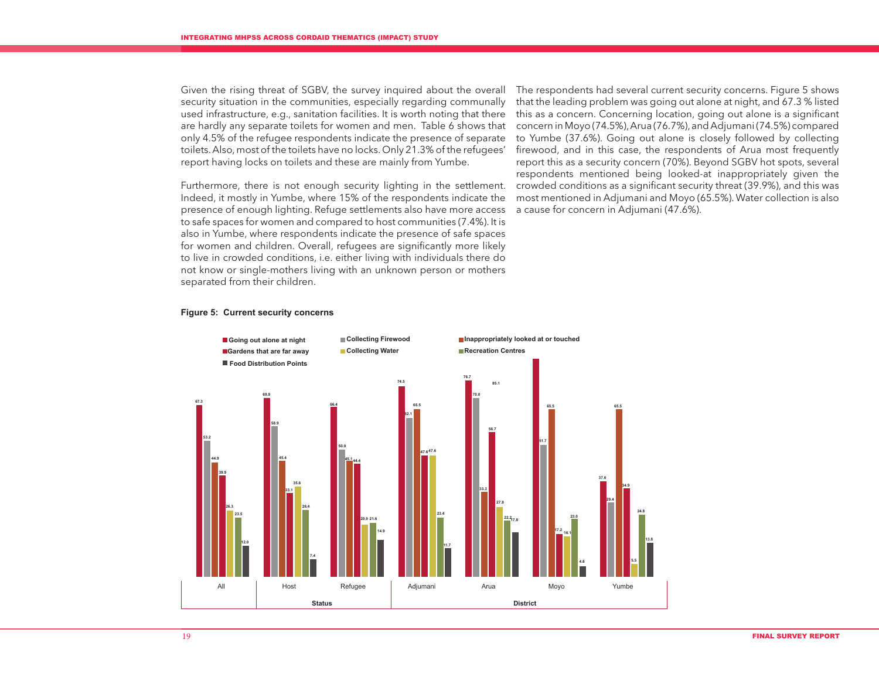Given the rising threat of SGBV, the survey inquired about the overall security situation in the communities, especially regarding communally used infrastructure, e.g., sanitation facilities. It is worth noting that there are hardly any separate toilets for women and men. Table 6 shows that only 4.5% of the refugee respondents indicate the presence of separate toilets. Also, most of the toilets have no locks. Only 21.3% of the refugees' report having locks on toilets and these are mainly from Yumbe.

Furthermore, there is not enough security lighting in the settlement. Indeed, it mostly in Yumbe, where 15% of the respondents indicate the presence of enough lighting. Refuge settlements also have more access to safe spaces for women and compared to host communities (7.4%). It is also in Yumbe, where respondents indicate the presence of safe spaces for women and children. Overall, refugees are significantly more likely to live in crowded conditions, i.e. either living with individuals there do not know or single-mothers living with an unknown person or mothers separated from their children.

The respondents had several current security concerns. Figure 5 shows that the leading problem was going out alone at night, and 67.3 % listed this as a concern. Concerning location, going out alone is a significant concern in Moyo (74.5%), Arua (76.7%), and Adjumani (74.5%) compared to Yumbe (37.6%). Going out alone is closely followed by collecting firewood, and in this case, the respondents of Arua most frequently report this as a security concern (70%). Beyond SGBV hot spots, several respondents mentioned being looked-at inappropriately given the crowded conditions as a significant security threat (39.9%), and this was most mentioned in Adjumani and Moyo (65.5%). Water collection is also a cause for concern in Adjumani (47.6%).

**Figure 5: Current security concerns**

| | Going out alone at night | Collecting Firewood | Inappropriately looked at or touched | Gardens that are far away | Collecting Water | Recreation Centres | Food Distribution Points |
|---|---|---|---|---|---|---|---|
| All | 67.3 | 53.2 | 44.9 | 39.9 | 26.3 | 23.5 | 12.0 |
| Host | 69.9 | 58.9 | 45.4 | 33.1 | 35.6 | 26.4 | 7.4 |
| Refugee | 66.4 | 50.0 | 45.1 | 44.4 | 20.9 | 21.6 | 14.9 |
| Adjumani | 74.5 | 52.1 | 65.5 | 47.6 | 47.6 | 23.4 | 11.7 |
| Arua | 76.7 | 70.0 | 33.3 | 56.7 | 27.8 | 22.2 | 17.8 |
| Moyo | 85.1 | 51.7 | 65.5 | 17.2 | 16.1 | 23.0 | 4.6 |
| Yumbe | 37.6 | 29.4 | 65.5 | 34.9 | 5.5 | 24.8 | 13.8 |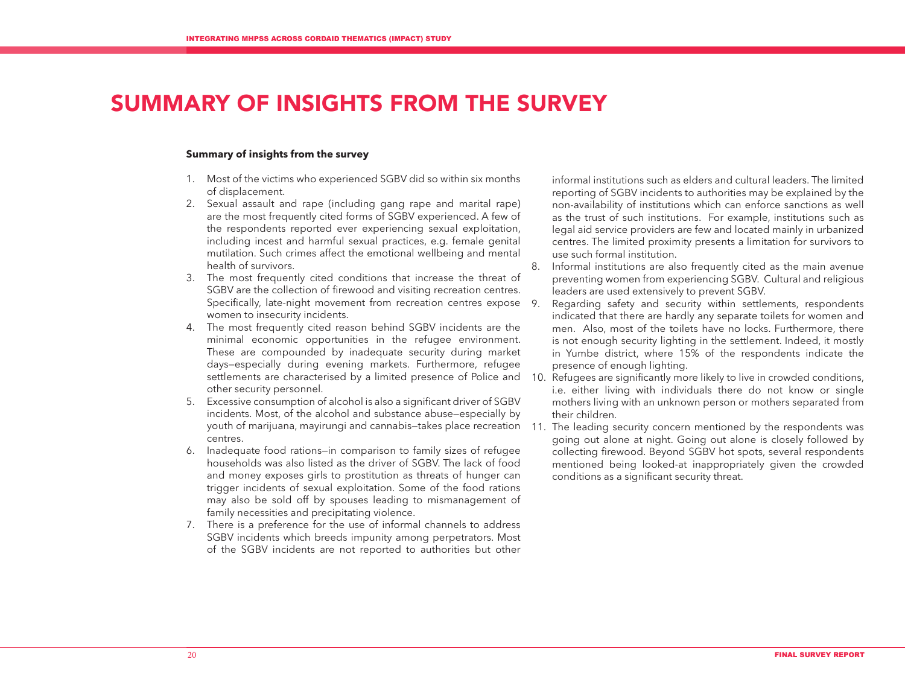# SUMMARY OF INSIGHTS FROM THE SURVEY

**Summary of insights from the survey**

1. Most of the victims who experienced SGBV did so within six months of displacement.
2. Sexual assault and rape (including gang rape and marital rape) are the most frequently cited forms of SGBV experienced. A few of the respondents reported ever experiencing sexual exploitation, including incest and harmful sexual practices, e.g. female genital mutilation. Such crimes affect the emotional wellbeing and mental health of survivors.
3. The most frequently cited conditions that increase the threat of SGBV are the collection of firewood and visiting recreation centres. Specifically, late-night movement from recreation centres expose women to insecurity incidents.
4. The most frequently cited reason behind SGBV incidents are the minimal economic opportunities in the refugee environment. These are compounded by inadequate security during market days—especially during evening markets. Furthermore, refugee settlements are characterised by a limited presence of Police and other security personnel.
5. Excessive consumption of alcohol is also a significant driver of SGBV incidents. Most, of the alcohol and substance abuse—especially by youth of marijuana, mayirungi and cannabis—takes place recreation centres.
6. Inadequate food rations—in comparison to family sizes of refugee households was also listed as the driver of SGBV. The lack of food and money exposes girls to prostitution as threats of hunger can trigger incidents of sexual exploitation. Some of the food rations may also be sold off by spouses leading to mismanagement of family necessities and precipitating violence.
7. There is a preference for the use of informal channels to address SGBV incidents which breeds impunity among perpetrators. Most of the SGBV incidents are not reported to authorities but other informal institutions such as elders and cultural leaders. The limited reporting of SGBV incidents to authorities may be explained by the non-availability of institutions which can enforce sanctions as well as the trust of such institutions. For example, institutions such as legal aid service providers are few and located mainly in urbanized centres. The limited proximity presents a limitation for survivors to use such formal institution.
8. Informal institutions are also frequently cited as the main avenue preventing women from experiencing SGBV. Cultural and religious leaders are used extensively to prevent SGBV.
9. Regarding safety and security within settlements, respondents indicated that there are hardly any separate toilets for women and men. Also, most of the toilets have no locks. Furthermore, there is not enough security lighting in the settlement. Indeed, it mostly in Yumbe district, where 15% of the respondents indicate the presence of enough lighting.
10. Refugees are significantly more likely to live in crowded conditions, i.e. either living with individuals there do not know or single mothers living with an unknown person or mothers separated from their children.
11. The leading security concern mentioned by the respondents was going out alone at night. Going out alone is closely followed by collecting firewood. Beyond SGBV hot spots, several respondents mentioned being looked-at inappropriately given the crowded conditions as a significant security threat.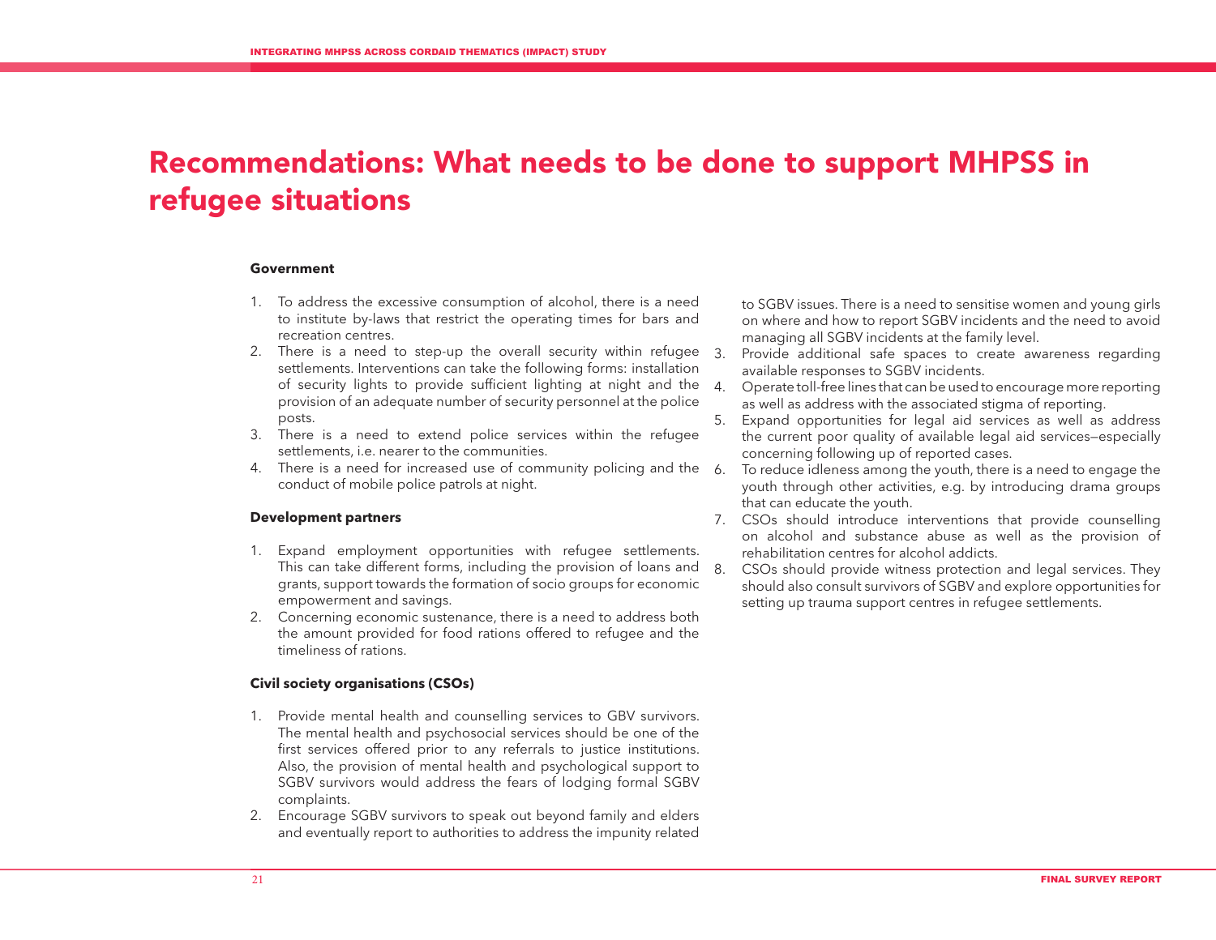# Recommendations: What needs to be done to support MHPSS in refugee situations

**Government**

1. To address the excessive consumption of alcohol, there is a need to institute by-laws that restrict the operating times for bars and recreation centres.
2. There is a need to step-up the overall security within refugee settlements. Interventions can take the following forms: installation of security lights to provide sufficient lighting at night and the provision of an adequate number of security personnel at the police posts.
3. There is a need to extend police services within the refugee settlements, i.e. nearer to the communities.
4. There is a need for increased use of community policing and the conduct of mobile police patrols at night.

**Development partners**

1. Expand employment opportunities with refugee settlements. This can take different forms, including the provision of loans and grants, support towards the formation of socio groups for economic empowerment and savings.
2. Concerning economic sustenance, there is a need to address both the amount provided for food rations offered to refugee and the timeliness of rations.

**Civil society organisations (CSOs)**

1. Provide mental health and counselling services to GBV survivors. The mental health and psychosocial services should be one of the first services offered prior to any referrals to justice institutions. Also, the provision of mental health and psychological support to SGBV survivors would address the fears of lodging formal SGBV complaints.
2. Encourage SGBV survivors to speak out beyond family and elders and eventually report to authorities to address the impunity related to SGBV issues. There is a need to sensitise women and young girls on where and how to report SGBV incidents and the need to avoid managing all SGBV incidents at the family level.
3. Provide additional safe spaces to create awareness regarding available responses to SGBV incidents.
4. Operate toll-free lines that can be used to encourage more reporting as well as address with the associated stigma of reporting.
5. Expand opportunities for legal aid services as well as address the current poor quality of available legal aid services—especially concerning following up of reported cases.
6. To reduce idleness among the youth, there is a need to engage the youth through other activities, e.g. by introducing drama groups that can educate the youth.
7. CSOs should introduce interventions that provide counselling on alcohol and substance abuse as well as the provision of rehabilitation centres for alcohol addicts.
8. CSOs should provide witness protection and legal services. They should also consult survivors of SGBV and explore opportunities for setting up trauma support centres in refugee settlements.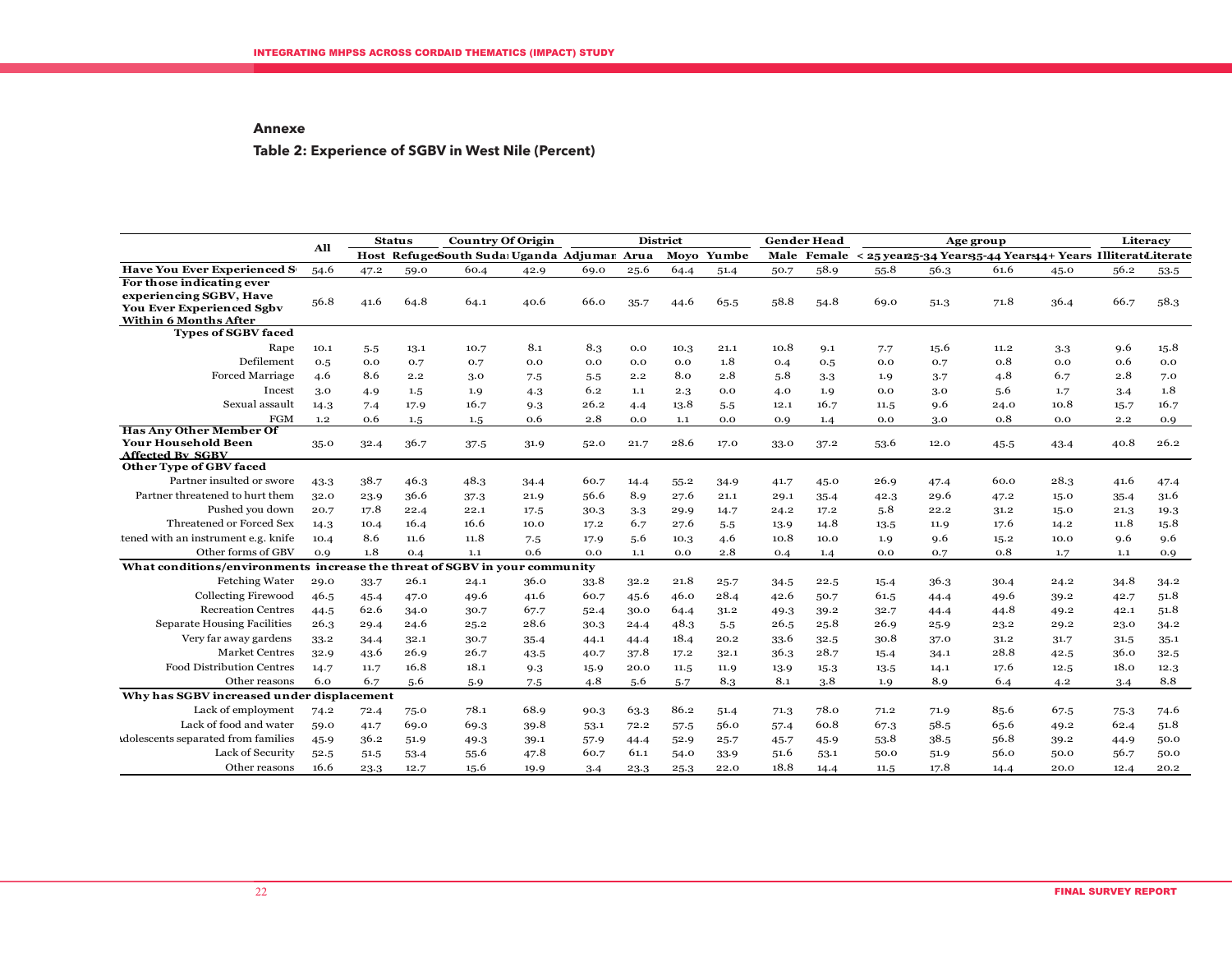## Annexe

### Table 2: Experience of SGBV in West Nile (Percent)

| | All | Status | | Country Of Origin | | District | | | | Gender Head | | Age group | | | | Literacy | |
|---|---|---|---|---|---|---|---|---|---|---|---|---|---|---|---|---|---|
| | | Host | Refugee | South Sudan | Uganda | Adjumani | Arua | Moyo | Yumbe | Male | Female | < 25 years | 25-34 Years | 35-44 Years | 44+ Years | Illiterate | Literate |
| **Have You Ever Experienced S** | 54.6 | 47.2 | 59.0 | 60.4 | 42.9 | 69.0 | 25.6 | 64.4 | 51.4 | 50.7 | 58.9 | 55.8 | 56.3 | 61.6 | 45.0 | 56.2 | 53.5 |
| **For those indicating ever experiencing SGBV, Have You Ever Experienced Sgbv Within 6 Months After** | 56.8 | 41.6 | 64.8 | 64.1 | 40.6 | 66.0 | 35.7 | 44.6 | 65.5 | 58.8 | 54.8 | 69.0 | 51.3 | 71.8 | 36.4 | 66.7 | 58.3 |
| **Types of SGBV faced** | | | | | | | | | | | | | | | | | |
| Rape | 10.1 | 5.5 | 13.1 | 10.7 | 8.1 | 8.3 | 0.0 | 10.3 | 21.1 | 10.8 | 9.1 | 7.7 | 15.6 | 11.2 | 3.3 | 9.6 | 15.8 |
| Defilement | 0.5 | 0.0 | 0.7 | 0.7 | 0.0 | 0.0 | 0.0 | 0.0 | 1.8 | 0.4 | 0.5 | 0.0 | 0.7 | 0.8 | 0.0 | 0.6 | 0.0 |
| Forced Marriage | 4.6 | 8.6 | 2.2 | 3.0 | 7.5 | 5.5 | 2.2 | 8.0 | 2.8 | 5.8 | 3.3 | 1.9 | 3.7 | 4.8 | 6.7 | 2.8 | 7.0 |
| Incest | 3.0 | 4.9 | 1.5 | 1.9 | 4.3 | 6.2 | 1.1 | 2.3 | 0.0 | 4.0 | 1.9 | 0.0 | 3.0 | 5.6 | 1.7 | 3.4 | 1.8 |
| Sexual assault | 14.3 | 7.4 | 17.9 | 16.7 | 9.3 | 26.2 | 4.4 | 13.8 | 5.5 | 12.1 | 16.7 | 11.5 | 9.6 | 24.0 | 10.8 | 15.7 | 16.7 |
| FGM | 1.2 | 0.6 | 1.5 | 1.5 | 0.6 | 2.8 | 0.0 | 1.1 | 0.0 | 0.9 | 1.4 | 0.0 | 3.0 | 0.8 | 0.0 | 2.2 | 0.9 |
| **Has Any Other Member Of Your Household Been Affected By SGBV** | 35.0 | 32.4 | 36.7 | 37.5 | 31.9 | 52.0 | 21.7 | 28.6 | 17.0 | 33.0 | 37.2 | 53.6 | 12.0 | 45.5 | 43.4 | 40.8 | 26.2 |
| **Other Type of GBV faced** | | | | | | | | | | | | | | | | | |
| Partner insulted or swore | 43.3 | 38.7 | 46.3 | 48.3 | 34.4 | 60.7 | 14.4 | 55.2 | 34.9 | 41.7 | 45.0 | 26.9 | 47.4 | 60.0 | 28.3 | 41.6 | 47.4 |
| Partner threatened to hurt them | 32.0 | 23.9 | 36.6 | 37.3 | 21.9 | 56.6 | 8.9 | 27.6 | 21.1 | 29.1 | 35.4 | 42.3 | 29.6 | 47.2 | 15.0 | 35.4 | 31.6 |
| Pushed you down | 20.7 | 17.8 | 22.4 | 22.1 | 17.5 | 30.3 | 3.3 | 29.9 | 14.7 | 24.2 | 17.2 | 5.8 | 22.2 | 31.2 | 15.0 | 21.3 | 19.3 |
| Threatened or Forced Sex | 14.3 | 10.4 | 16.4 | 16.6 | 10.0 | 17.2 | 6.7 | 27.6 | 5.5 | 13.9 | 14.8 | 13.5 | 11.9 | 17.6 | 14.2 | 11.8 | 15.8 |
| tened with an instrument e.g. knife | 10.4 | 8.6 | 11.6 | 11.8 | 7.5 | 17.9 | 5.6 | 10.3 | 4.6 | 10.8 | 10.0 | 1.9 | 9.6 | 15.2 | 10.0 | 9.6 | 9.6 |
| Other forms of GBV | 0.9 | 1.8 | 0.4 | 1.1 | 0.6 | 0.0 | 1.1 | 0.0 | 2.8 | 0.4 | 1.4 | 0.0 | 0.7 | 0.8 | 1.7 | 1.1 | 0.9 |
| **What conditions/environments increase the threat of SGBV in your community** | | | | | | | | | | | | | | | | | |
| Fetching Water | 29.0 | 33.7 | 26.1 | 24.1 | 36.0 | 33.8 | 32.2 | 21.8 | 25.7 | 34.5 | 22.5 | 15.4 | 36.3 | 30.4 | 24.2 | 34.8 | 34.2 |
| Collecting Firewood | 46.5 | 45.4 | 47.0 | 49.6 | 41.6 | 60.7 | 45.6 | 46.0 | 28.4 | 42.6 | 50.7 | 61.5 | 44.4 | 49.6 | 39.2 | 42.7 | 51.8 |
| Recreation Centres | 44.5 | 62.6 | 34.0 | 30.7 | 67.7 | 52.4 | 30.0 | 64.4 | 31.2 | 49.3 | 39.2 | 32.7 | 44.4 | 44.8 | 49.2 | 42.1 | 51.8 |
| Separate Housing Facilities | 26.3 | 29.4 | 24.6 | 25.2 | 28.6 | 30.3 | 24.4 | 48.3 | 5.5 | 26.5 | 25.8 | 26.9 | 25.9 | 23.2 | 29.2 | 23.0 | 34.2 |
| Very far away gardens | 33.2 | 34.4 | 32.1 | 30.7 | 35.4 | 44.1 | 44.4 | 18.4 | 20.2 | 33.6 | 32.5 | 30.8 | 37.0 | 31.2 | 31.7 | 31.5 | 35.1 |
| Market Centres | 32.9 | 43.6 | 26.9 | 26.7 | 43.5 | 40.7 | 37.8 | 17.2 | 32.1 | 36.3 | 28.7 | 15.4 | 34.1 | 28.8 | 42.5 | 36.0 | 32.5 |
| Food Distribution Centres | 14.7 | 11.7 | 16.8 | 18.1 | 9.3 | 15.9 | 20.0 | 11.5 | 11.9 | 13.9 | 15.3 | 13.5 | 14.1 | 17.6 | 12.5 | 18.0 | 12.3 |
| Other reasons | 6.0 | 6.7 | 5.6 | 5.9 | 7.5 | 4.8 | 5.6 | 5.7 | 8.3 | 8.1 | 3.8 | 1.9 | 8.9 | 6.4 | 4.2 | 3.4 | 8.8 |
| **Why has SGBV increased under displacement** | | | | | | | | | | | | | | | | | |
| Lack of employment | 74.2 | 72.4 | 75.0 | 78.1 | 68.9 | 90.3 | 63.3 | 86.2 | 51.4 | 71.3 | 78.0 | 71.2 | 71.9 | 85.6 | 67.5 | 75.3 | 74.6 |
| Lack of food and water | 59.0 | 41.7 | 69.0 | 69.3 | 39.8 | 53.1 | 72.2 | 57.5 | 56.0 | 57.4 | 60.8 | 67.3 | 58.5 | 65.6 | 49.2 | 62.4 | 51.8 |
| Adolescents separated from families | 45.9 | 36.2 | 51.9 | 49.3 | 39.1 | 57.9 | 44.4 | 52.9 | 25.7 | 45.7 | 45.9 | 53.8 | 38.5 | 56.8 | 39.2 | 44.9 | 50.0 |
| Lack of Security | 52.5 | 51.5 | 53.4 | 55.6 | 47.8 | 60.7 | 61.1 | 54.0 | 33.9 | 51.6 | 53.1 | 50.0 | 51.9 | 56.0 | 50.0 | 56.7 | 50.0 |
| Other reasons | 16.6 | 23.3 | 12.7 | 15.6 | 19.9 | 3.4 | 23.3 | 25.3 | 22.0 | 18.8 | 14.4 | 11.5 | 17.8 | 14.4 | 20.0 | 12.4 | 20.2 |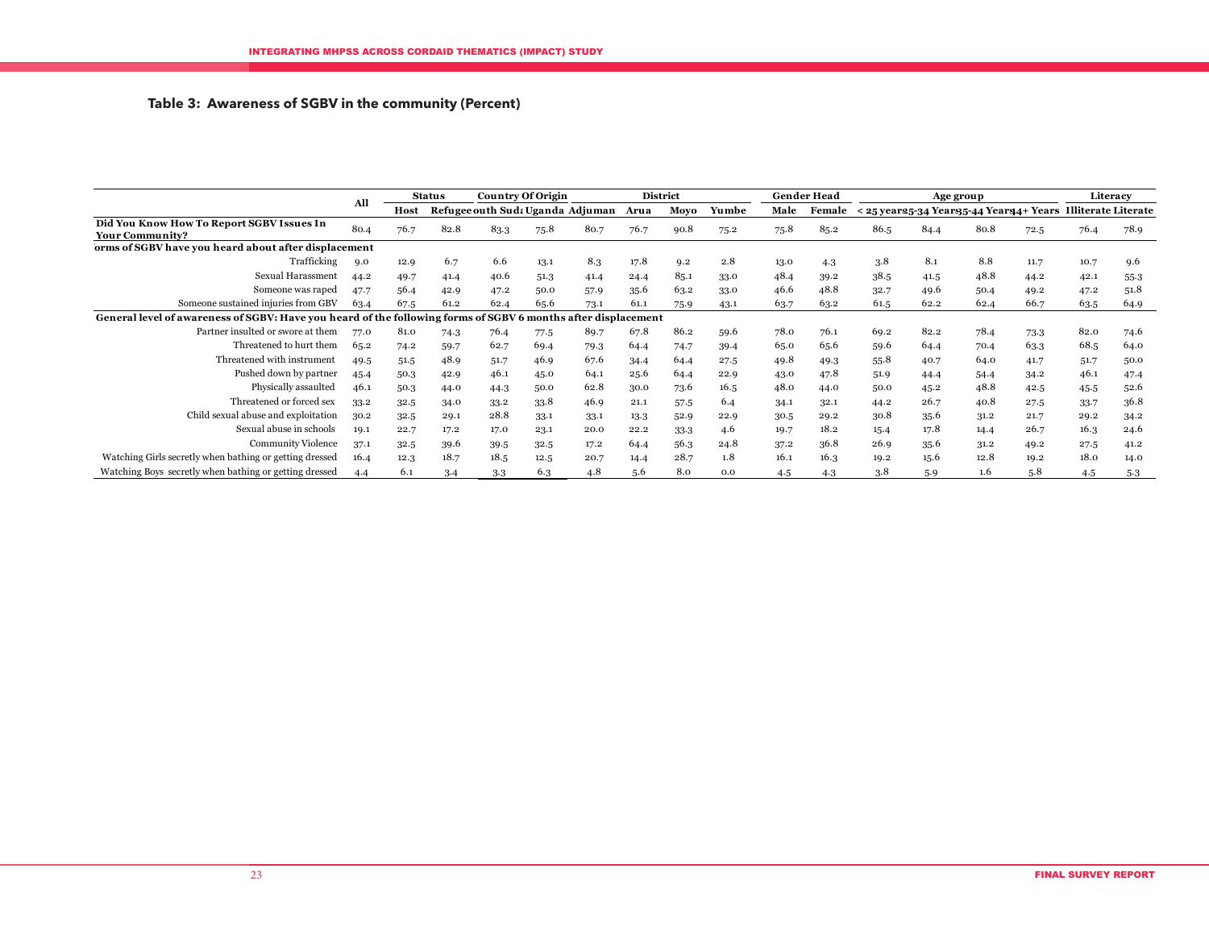**Table 3: Awareness of SGBV in the community (Percent)**

| | All | Status | | Country Of Origin | | District | | | | Gender Head | | Age group | | | | Literacy | |
|---|---|---|---|---|---|---|---|---|---|---|---|---|---|---|---|---|---|
| | | Host | Refugee | South Sudan | Uganda | Adjuman | Arua | Moyo | Yumbe | Male | Female | < 25 years | 25-34 Years | 35-44 Years | 44+ Years | Illiterate | Literate |
| **Did You Know How To Report SGBV Issues In Your Community?** | 80.4 | 76.7 | 82.8 | 83.3 | 75.8 | 80.7 | 76.7 | 90.8 | 75.2 | 75.8 | 85.2 | 86.5 | 84.4 | 80.8 | 72.5 | 76.4 | 78.9 |
| **Forms of SGBV have you heard about after displacement** | | | | | | | | | | | | | | | | | |
| Trafficking | 9.0 | 12.9 | 6.7 | 6.6 | 13.1 | 8.3 | 17.8 | 9.2 | 2.8 | 13.0 | 4.3 | 3.8 | 8.1 | 8.8 | 11.7 | 10.7 | 9.6 |
| Sexual Harassment | 44.2 | 49.7 | 41.4 | 40.6 | 51.3 | 41.4 | 24.4 | 85.1 | 33.0 | 48.4 | 39.2 | 38.5 | 41.5 | 48.8 | 44.2 | 42.1 | 55.3 |
| Someone was raped | 47.7 | 56.4 | 42.9 | 47.2 | 50.0 | 57.9 | 35.6 | 63.2 | 33.0 | 46.6 | 48.8 | 32.7 | 49.6 | 50.4 | 49.2 | 47.2 | 51.8 |
| Someone sustained injuries from GBV | 63.4 | 67.5 | 61.2 | 62.4 | 65.6 | 73.1 | 61.1 | 75.9 | 43.1 | 63.7 | 63.2 | 61.5 | 62.2 | 62.4 | 66.7 | 63.5 | 64.9 |
| **General level of awareness of SGBV: Have you heard of the following forms of SGBV 6 months after displacement** | | | | | | | | | | | | | | | | | |
| Partner insulted or swore at them | 77.0 | 81.0 | 74.3 | 76.4 | 77.5 | 89.7 | 67.8 | 86.2 | 59.6 | 78.0 | 76.1 | 69.2 | 82.2 | 78.4 | 73.3 | 82.0 | 74.6 |
| Threatened to hurt them | 65.2 | 74.2 | 59.7 | 62.7 | 69.4 | 79.3 | 64.4 | 74.7 | 39.4 | 65.0 | 65.6 | 59.6 | 64.4 | 70.4 | 63.3 | 68.5 | 64.0 |
| Threatened with instrument | 49.5 | 51.5 | 48.9 | 51.7 | 46.9 | 67.6 | 34.4 | 64.4 | 27.5 | 49.8 | 49.3 | 55.8 | 40.7 | 64.0 | 41.7 | 51.7 | 50.0 |
| Pushed down by partner | 45.4 | 50.3 | 42.9 | 46.1 | 45.0 | 64.1 | 25.6 | 64.4 | 22.9 | 43.0 | 47.8 | 51.9 | 44.4 | 54.4 | 34.2 | 46.1 | 47.4 |
| Physically assaulted | 46.1 | 50.3 | 44.0 | 44.3 | 50.0 | 62.8 | 30.0 | 73.6 | 16.5 | 48.0 | 44.0 | 50.0 | 45.2 | 48.8 | 42.5 | 45.5 | 52.6 |
| Threatened or forced sex | 33.2 | 32.5 | 34.0 | 33.2 | 33.8 | 46.9 | 21.1 | 57.5 | 6.4 | 34.1 | 32.1 | 44.2 | 26.7 | 40.8 | 27.5 | 33.7 | 36.8 |
| Child sexual abuse and exploitation | 30.2 | 32.5 | 29.1 | 28.8 | 33.1 | 33.1 | 13.3 | 52.9 | 22.9 | 30.5 | 29.2 | 30.8 | 35.6 | 31.2 | 21.7 | 29.2 | 34.2 |
| Sexual abuse in schools | 19.1 | 22.7 | 17.2 | 17.0 | 23.1 | 20.0 | 22.2 | 33.3 | 4.6 | 19.7 | 18.2 | 15.4 | 17.8 | 14.4 | 26.7 | 16.3 | 24.6 |
| Community Violence | 37.1 | 32.5 | 39.6 | 39.5 | 32.5 | 17.2 | 64.4 | 56.3 | 24.8 | 37.2 | 36.8 | 26.9 | 35.6 | 31.2 | 49.2 | 27.5 | 41.2 |
| Watching Girls secretly when bathing or getting dressed | 16.4 | 12.3 | 18.7 | 18.5 | 12.5 | 20.7 | 14.4 | 28.7 | 1.8 | 16.1 | 16.3 | 19.2 | 15.6 | 12.8 | 19.2 | 18.0 | 14.0 |
| Watching Boys secretly when bathing or getting dressed | 4.4 | 6.1 | 3.4 | 3.3 | 6.3 | 4.8 | 5.6 | 8.0 | 0.0 | 4.5 | 4.3 | 3.8 | 5.9 | 1.6 | 5.8 | 4.5 | 5.3 |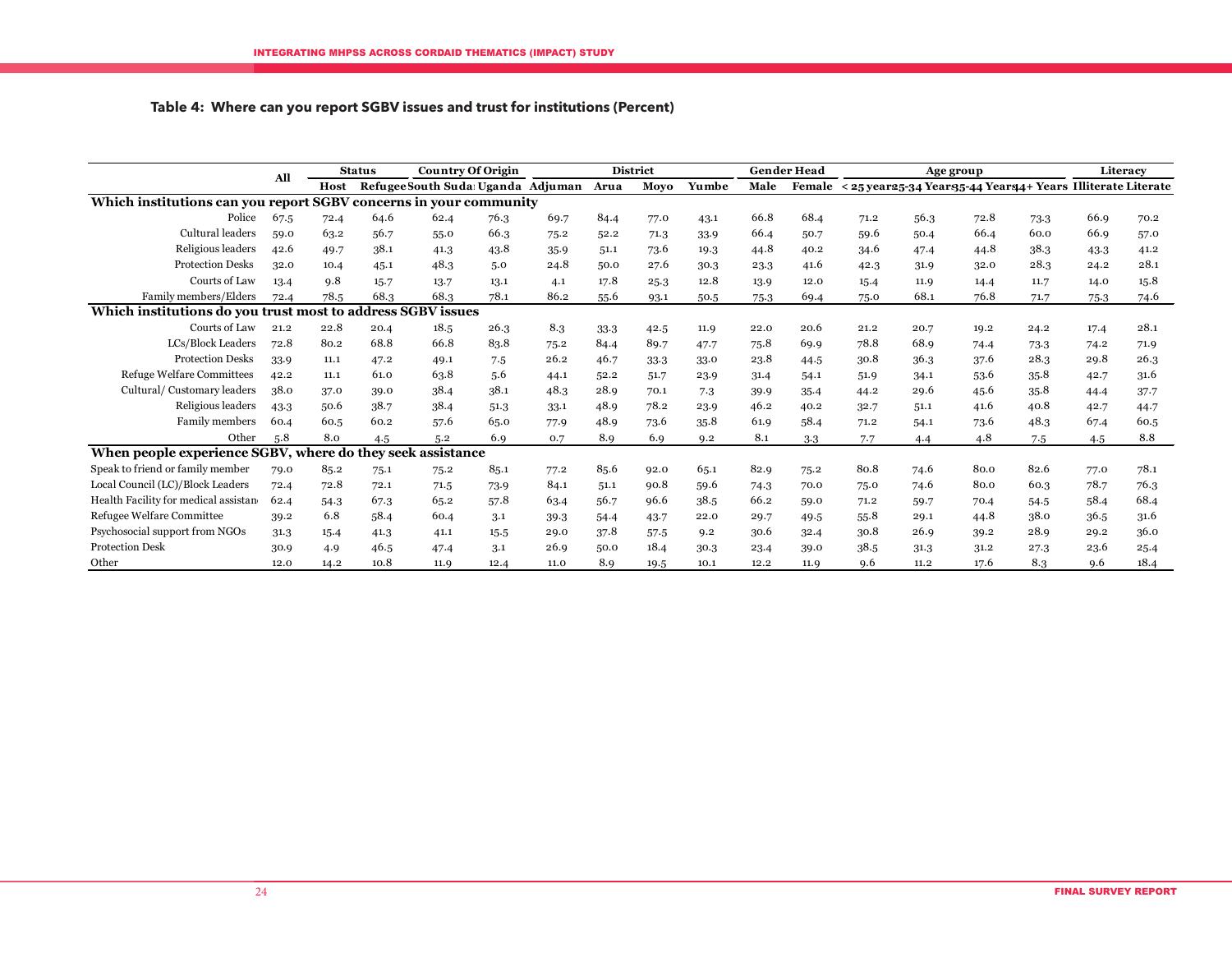**Table 4: Where can you report SGBV issues and trust for institutions (Percent)**

| | All | Status | | Country Of Origin | | District | | | | Gender Head | | Age group | | | | Literacy | |
|---|---|---|---|---|---|---|---|---|---|---|---|---|---|---|---|---|---|
| | | Host | Refugee | South Sudan | Uganda | Adjuman | Arua | Moyo | Yumbe | Male | Female | < 25 years | 25-34 Years | 35-44 Years | 44+ Years | Illiterate | Literate |
| **Which institutions can you report SGBV concerns in your community** | | | | | | | | | | | | | | | | | |
| Police | 67.5 | 72.4 | 64.6 | 62.4 | 76.3 | 69.7 | 84.4 | 77.0 | 43.1 | 66.8 | 68.4 | 71.2 | 56.3 | 72.8 | 73.3 | 66.9 | 70.2 |
| Cultural leaders | 59.0 | 63.2 | 56.7 | 55.0 | 66.3 | 75.2 | 52.2 | 71.3 | 33.9 | 66.4 | 50.7 | 59.6 | 50.4 | 66.4 | 60.0 | 66.9 | 57.0 |
| Religious leaders | 42.6 | 49.7 | 38.1 | 41.3 | 43.8 | 35.9 | 51.1 | 73.6 | 19.3 | 44.8 | 40.2 | 34.6 | 47.4 | 44.8 | 38.3 | 43.3 | 41.2 |
| Protection Desks | 32.0 | 10.4 | 45.1 | 48.3 | 5.0 | 24.8 | 50.0 | 27.6 | 30.3 | 23.3 | 41.6 | 42.3 | 31.9 | 32.0 | 28.3 | 24.2 | 28.1 |
| Courts of Law | 13.4 | 9.8 | 15.7 | 13.7 | 13.1 | 4.1 | 17.8 | 25.3 | 12.8 | 13.9 | 12.0 | 15.4 | 11.9 | 14.4 | 11.7 | 14.0 | 15.8 |
| Family members/Elders | 72.4 | 78.5 | 68.3 | 68.3 | 78.1 | 86.2 | 55.6 | 93.1 | 50.5 | 75.3 | 69.4 | 75.0 | 68.1 | 76.8 | 71.7 | 75.3 | 74.6 |
| **Which institutions do you trust most to address SGBV issues** | | | | | | | | | | | | | | | | | |
| Courts of Law | 21.2 | 22.8 | 20.4 | 18.5 | 26.3 | 8.3 | 33.3 | 42.5 | 11.9 | 22.0 | 20.6 | 21.2 | 20.7 | 19.2 | 24.2 | 17.4 | 28.1 |
| LCs/Block Leaders | 72.8 | 80.2 | 68.8 | 66.8 | 83.8 | 75.2 | 84.4 | 89.7 | 47.7 | 75.8 | 69.9 | 78.8 | 68.9 | 74.4 | 73.3 | 74.2 | 71.9 |
| Protection Desks | 33.9 | 11.1 | 47.2 | 49.1 | 7.5 | 26.2 | 46.7 | 33.3 | 33.0 | 23.8 | 44.5 | 30.8 | 36.3 | 37.6 | 28.3 | 29.8 | 26.3 |
| Refuge Welfare Committees | 42.2 | 11.1 | 61.0 | 63.8 | 5.6 | 44.1 | 52.2 | 51.7 | 23.9 | 31.4 | 54.1 | 51.9 | 34.1 | 53.6 | 35.8 | 42.7 | 31.6 |
| Cultural/ Customary leaders | 38.0 | 37.0 | 39.0 | 38.4 | 38.1 | 48.3 | 28.9 | 70.1 | 7.3 | 39.9 | 35.4 | 44.2 | 29.6 | 45.6 | 35.8 | 44.4 | 37.7 |
| Religious leaders | 43.3 | 50.6 | 38.7 | 38.4 | 51.3 | 33.1 | 48.9 | 78.2 | 23.9 | 46.2 | 40.2 | 32.7 | 51.1 | 41.6 | 40.8 | 42.7 | 44.7 |
| Family members | 60.4 | 60.5 | 60.2 | 57.6 | 65.0 | 77.9 | 48.9 | 73.6 | 35.8 | 61.9 | 58.4 | 71.2 | 54.1 | 73.6 | 48.3 | 67.4 | 60.5 |
| Other | 5.8 | 8.0 | 4.5 | 5.2 | 6.9 | 0.7 | 8.9 | 6.9 | 9.2 | 8.1 | 3.3 | 7.7 | 4.4 | 4.8 | 7.5 | 4.5 | 8.8 |
| **When people experience SGBV, where do they seek assistance** | | | | | | | | | | | | | | | | | |
| Speak to friend or family member | 79.0 | 85.2 | 75.1 | 75.2 | 85.1 | 77.2 | 85.6 | 92.0 | 65.1 | 82.9 | 75.2 | 80.8 | 74.6 | 80.0 | 82.6 | 77.0 | 78.1 |
| Local Council (LC)/Block Leaders | 72.4 | 72.8 | 72.1 | 71.5 | 73.9 | 84.1 | 51.1 | 90.8 | 59.6 | 74.3 | 70.0 | 75.0 | 74.6 | 80.0 | 60.3 | 78.7 | 76.3 |
| Health Facility for medical assistan | 62.4 | 54.3 | 67.3 | 65.2 | 57.8 | 63.4 | 56.7 | 96.6 | 38.5 | 66.2 | 59.0 | 71.2 | 59.7 | 70.4 | 54.5 | 58.4 | 68.4 |
| Refugee Welfare Committee | 39.2 | 6.8 | 58.4 | 60.4 | 3.1 | 39.3 | 54.4 | 43.7 | 22.0 | 29.7 | 49.5 | 55.8 | 29.1 | 44.8 | 38.0 | 36.5 | 31.6 |
| Psychosocial support from NGOs | 31.3 | 15.4 | 41.3 | 41.1 | 15.5 | 29.0 | 37.8 | 57.5 | 9.2 | 30.6 | 32.4 | 30.8 | 26.9 | 39.2 | 28.9 | 29.2 | 36.0 |
| Protection Desk | 30.9 | 4.9 | 46.5 | 47.4 | 3.1 | 26.9 | 50.0 | 18.4 | 30.3 | 23.4 | 39.0 | 38.5 | 31.3 | 31.2 | 27.3 | 23.6 | 25.4 |
| Other | 12.0 | 14.2 | 10.8 | 11.9 | 12.4 | 11.0 | 8.9 | 19.5 | 10.1 | 12.2 | 11.9 | 9.6 | 11.2 | 17.6 | 8.3 | 9.6 | 18.4 |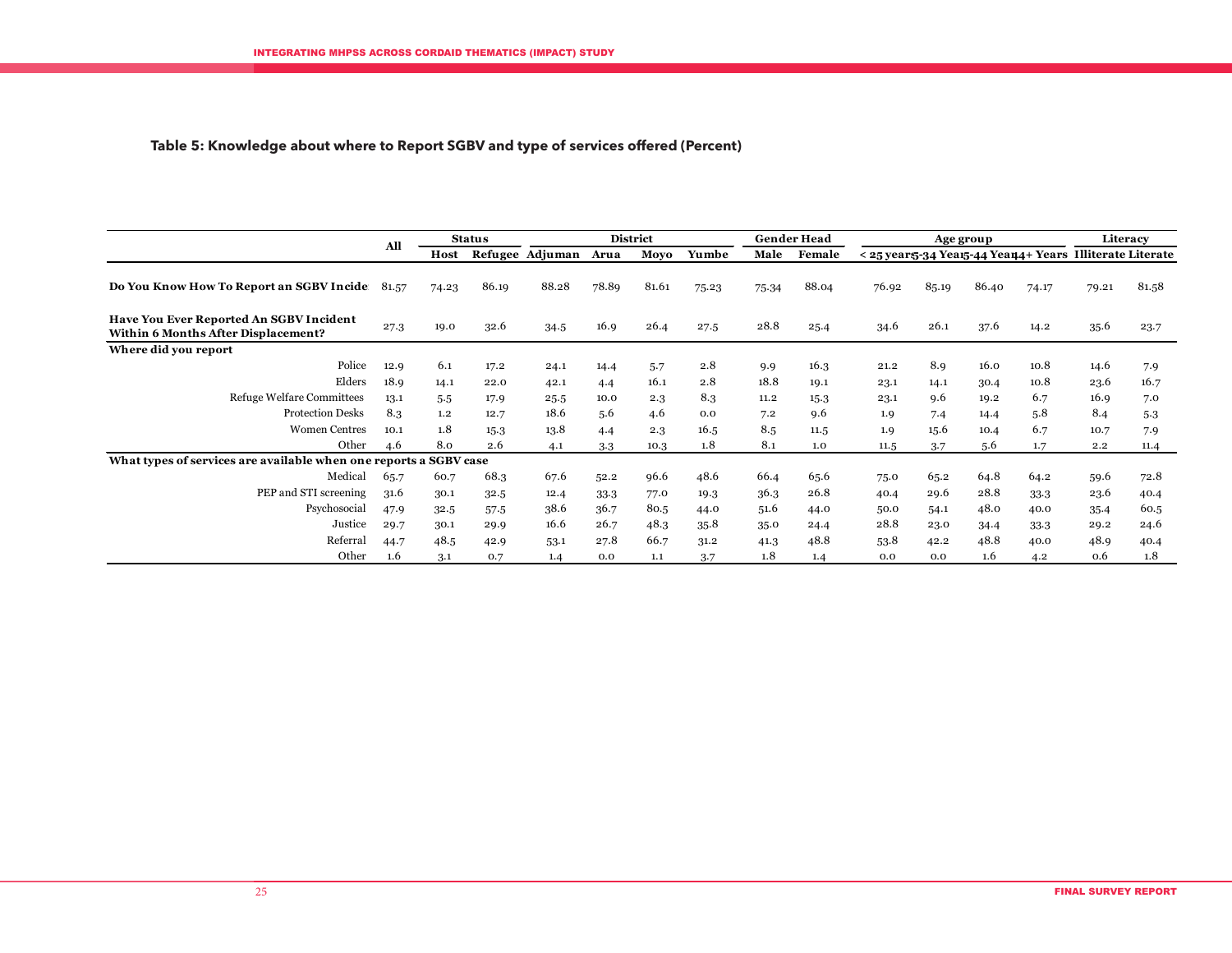**Table 5: Knowledge about where to Report SGBV and type of services offered (Percent)**

| | All | Status | | District | | | | Gender Head | | Age group | | | | Literacy | |
|---|---|---|---|---|---|---|---|---|---|---|---|---|---|---|---|
| | | Host | Refugee | Adjuman | Arua | Moyo | Yumbe | Male | Female | < 25 years | 25-34 Years | 35-44 Years | 44+ Years | Illiterate | Literate |
| **Do You Know How To Report an SGBV Incide** | 81.57 | 74.23 | 86.19 | 88.28 | 78.89 | 81.61 | 75.23 | 75.34 | 88.04 | 76.92 | 85.19 | 86.40 | 74.17 | 79.21 | 81.58 |
| **Have You Ever Reported An SGBV Incident Within 6 Months After Displacement?** | 27.3 | 19.0 | 32.6 | 34.5 | 16.9 | 26.4 | 27.5 | 28.8 | 25.4 | 34.6 | 26.1 | 37.6 | 14.2 | 35.6 | 23.7 |
| **Where did you report** | | | | | | | | | | | | | | | |
| Police | 12.9 | 6.1 | 17.2 | 24.1 | 14.4 | 5.7 | 2.8 | 9.9 | 16.3 | 21.2 | 8.9 | 16.0 | 10.8 | 14.6 | 7.9 |
| Elders | 18.9 | 14.1 | 22.0 | 42.1 | 4.4 | 16.1 | 2.8 | 18.8 | 19.1 | 23.1 | 14.1 | 30.4 | 10.8 | 23.6 | 16.7 |
| Refuge Welfare Committees | 13.1 | 5.5 | 17.9 | 25.5 | 10.0 | 2.3 | 8.3 | 11.2 | 15.3 | 23.1 | 9.6 | 19.2 | 6.7 | 16.9 | 7.0 |
| Protection Desks | 8.3 | 1.2 | 12.7 | 18.6 | 5.6 | 4.6 | 0.0 | 7.2 | 9.6 | 1.9 | 7.4 | 14.4 | 5.8 | 8.4 | 5.3 |
| Women Centres | 10.1 | 1.8 | 15.3 | 13.8 | 4.4 | 2.3 | 16.5 | 8.5 | 11.5 | 1.9 | 15.6 | 10.4 | 6.7 | 10.7 | 7.9 |
| Other | 4.6 | 8.0 | 2.6 | 4.1 | 3.3 | 10.3 | 1.8 | 8.1 | 1.0 | 11.5 | 3.7 | 5.6 | 1.7 | 2.2 | 11.4 |
| **What types of services are available when one reports a SGBV case** | | | | | | | | | | | | | | | |
| Medical | 65.7 | 60.7 | 68.3 | 67.6 | 52.2 | 96.6 | 48.6 | 66.4 | 65.6 | 75.0 | 65.2 | 64.8 | 64.2 | 59.6 | 72.8 |
| PEP and STI screening | 31.6 | 30.1 | 32.5 | 12.4 | 33.3 | 77.0 | 19.3 | 36.3 | 26.8 | 40.4 | 29.6 | 28.8 | 33.3 | 23.6 | 40.4 |
| Psychosocial | 47.9 | 32.5 | 57.5 | 38.6 | 36.7 | 80.5 | 44.0 | 51.6 | 44.0 | 50.0 | 54.1 | 48.0 | 40.0 | 35.4 | 60.5 |
| Justice | 29.7 | 30.1 | 29.9 | 16.6 | 26.7 | 48.3 | 35.8 | 35.0 | 24.4 | 28.8 | 23.0 | 34.4 | 33.3 | 29.2 | 24.6 |
| Referral | 44.7 | 48.5 | 42.9 | 53.1 | 27.8 | 66.7 | 31.2 | 41.3 | 48.8 | 53.8 | 42.2 | 48.8 | 40.0 | 48.9 | 40.4 |
| Other | 1.6 | 3.1 | 0.7 | 1.4 | 0.0 | 1.1 | 3.7 | 1.8 | 1.4 | 0.0 | 0.0 | 1.6 | 4.2 | 0.6 | 1.8 |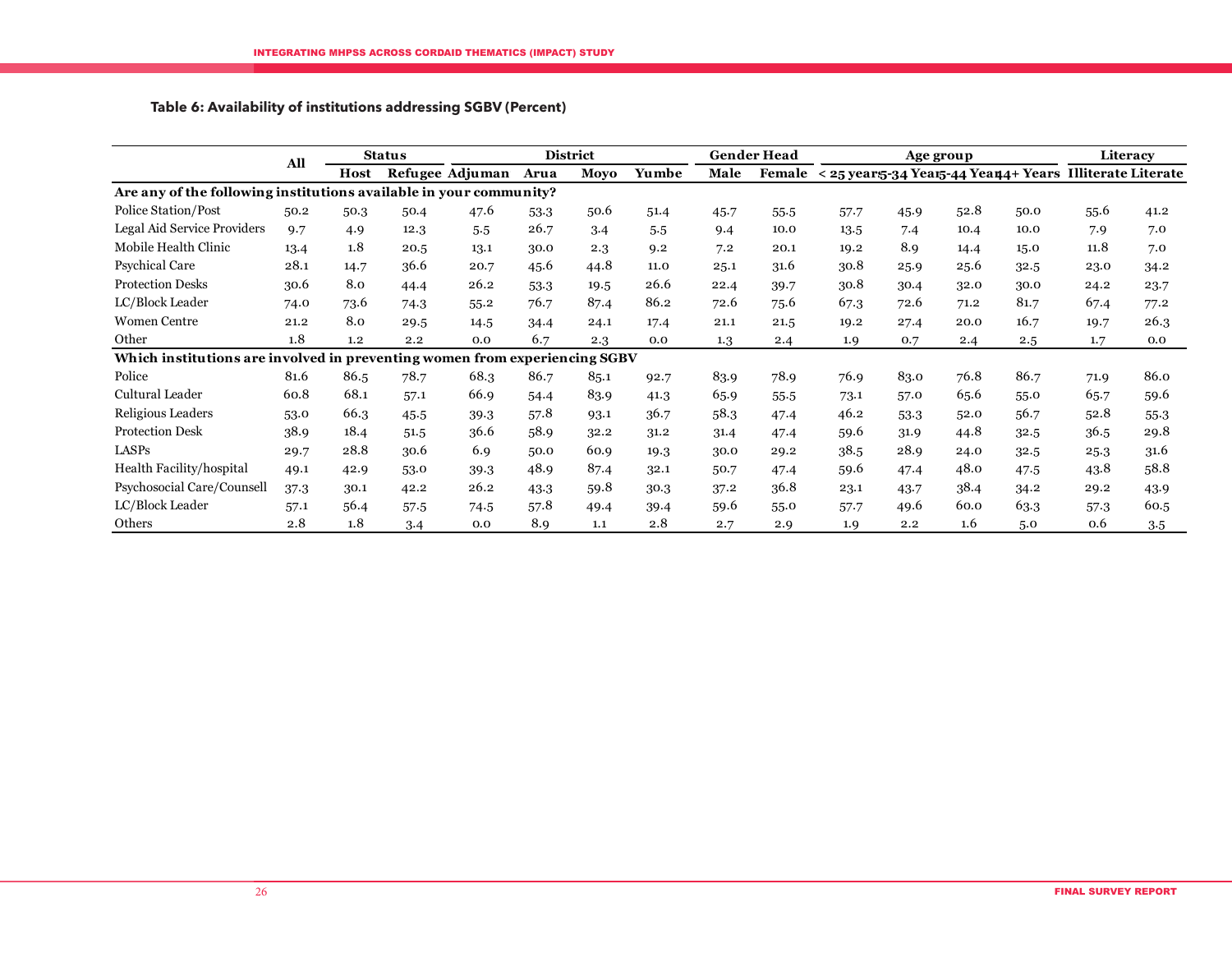**Table 6: Availability of institutions addressing SGBV (Percent)**

| | All | Status | | District | | | | Gender Head | | Age group | | | | Literacy | |
|---|---|---|---|---|---|---|---|---|---|---|---|---|---|---|---|
| | | Host | Refugee | Adjuman | Arua | Moyo | Yumbe | Male | Female | < 25 years | 25-34 Years | 35-44 Years | 44+ Years | Illiterate | Literate |
| **Are any of the following institutions available in your community?** | | | | | | | | | | | | | | | |
| Police Station/Post | 50.2 | 50.3 | 50.4 | 47.6 | 53.3 | 50.6 | 51.4 | 45.7 | 55.5 | 57.7 | 45.9 | 52.8 | 50.0 | 55.6 | 41.2 |
| Legal Aid Service Providers | 9.7 | 4.9 | 12.3 | 5.5 | 26.7 | 3.4 | 5.5 | 9.4 | 10.0 | 13.5 | 7.4 | 10.4 | 10.0 | 7.9 | 7.0 |
| Mobile Health Clinic | 13.4 | 1.8 | 20.5 | 13.1 | 30.0 | 2.3 | 9.2 | 7.2 | 20.1 | 19.2 | 8.9 | 14.4 | 15.0 | 11.8 | 7.0 |
| Psychical Care | 28.1 | 14.7 | 36.6 | 20.7 | 45.6 | 44.8 | 11.0 | 25.1 | 31.6 | 30.8 | 25.9 | 25.6 | 32.5 | 23.0 | 34.2 |
| Protection Desks | 30.6 | 8.0 | 44.4 | 26.2 | 53.3 | 19.5 | 26.6 | 22.4 | 39.7 | 30.8 | 30.4 | 32.0 | 30.0 | 24.2 | 23.7 |
| LC/Block Leader | 74.0 | 73.6 | 74.3 | 55.2 | 76.7 | 87.4 | 86.2 | 72.6 | 75.6 | 67.3 | 72.6 | 71.2 | 81.7 | 67.4 | 77.2 |
| Women Centre | 21.2 | 8.0 | 29.5 | 14.5 | 34.4 | 24.1 | 17.4 | 21.1 | 21.5 | 19.2 | 27.4 | 20.0 | 16.7 | 19.7 | 26.3 |
| Other | 1.8 | 1.2 | 2.2 | 0.0 | 6.7 | 2.3 | 0.0 | 1.3 | 2.4 | 1.9 | 0.7 | 2.4 | 2.5 | 1.7 | 0.0 |
| **Which institutions are involved in preventing women from experiencing SGBV** | | | | | | | | | | | | | | | |
| Police | 81.6 | 86.5 | 78.7 | 68.3 | 86.7 | 85.1 | 92.7 | 83.9 | 78.9 | 76.9 | 83.0 | 76.8 | 86.7 | 71.9 | 86.0 |
| Cultural Leader | 60.8 | 68.1 | 57.1 | 66.9 | 54.4 | 83.9 | 41.3 | 65.9 | 55.5 | 73.1 | 57.0 | 65.6 | 55.0 | 65.7 | 59.6 |
| Religious Leaders | 53.0 | 66.3 | 45.5 | 39.3 | 57.8 | 93.1 | 36.7 | 58.3 | 47.4 | 46.2 | 53.3 | 52.0 | 56.7 | 52.8 | 55.3 |
| Protection Desk | 38.9 | 18.4 | 51.5 | 36.6 | 58.9 | 32.2 | 31.2 | 31.4 | 47.4 | 59.6 | 31.9 | 44.8 | 32.5 | 36.5 | 29.8 |
| LASPs | 29.7 | 28.8 | 30.6 | 6.9 | 50.0 | 60.9 | 19.3 | 30.0 | 29.2 | 38.5 | 28.9 | 24.0 | 32.5 | 25.3 | 31.6 |
| Health Facility/hospital | 49.1 | 42.9 | 53.0 | 39.3 | 48.9 | 87.4 | 32.1 | 50.7 | 47.4 | 59.6 | 47.4 | 48.0 | 47.5 | 43.8 | 58.8 |
| Psychosocial Care/Counsell | 37.3 | 30.1 | 42.2 | 26.2 | 43.3 | 59.8 | 30.3 | 37.2 | 36.8 | 23.1 | 43.7 | 38.4 | 34.2 | 29.2 | 43.9 |
| LC/Block Leader | 57.1 | 56.4 | 57.5 | 74.5 | 57.8 | 49.4 | 39.4 | 59.6 | 55.0 | 57.7 | 49.6 | 60.0 | 63.3 | 57.3 | 60.5 |
| Others | 2.8 | 1.8 | 3.4 | 0.0 | 8.9 | 1.1 | 2.8 | 2.7 | 2.9 | 1.9 | 2.2 | 1.6 | 5.0 | 0.6 | 3.5 |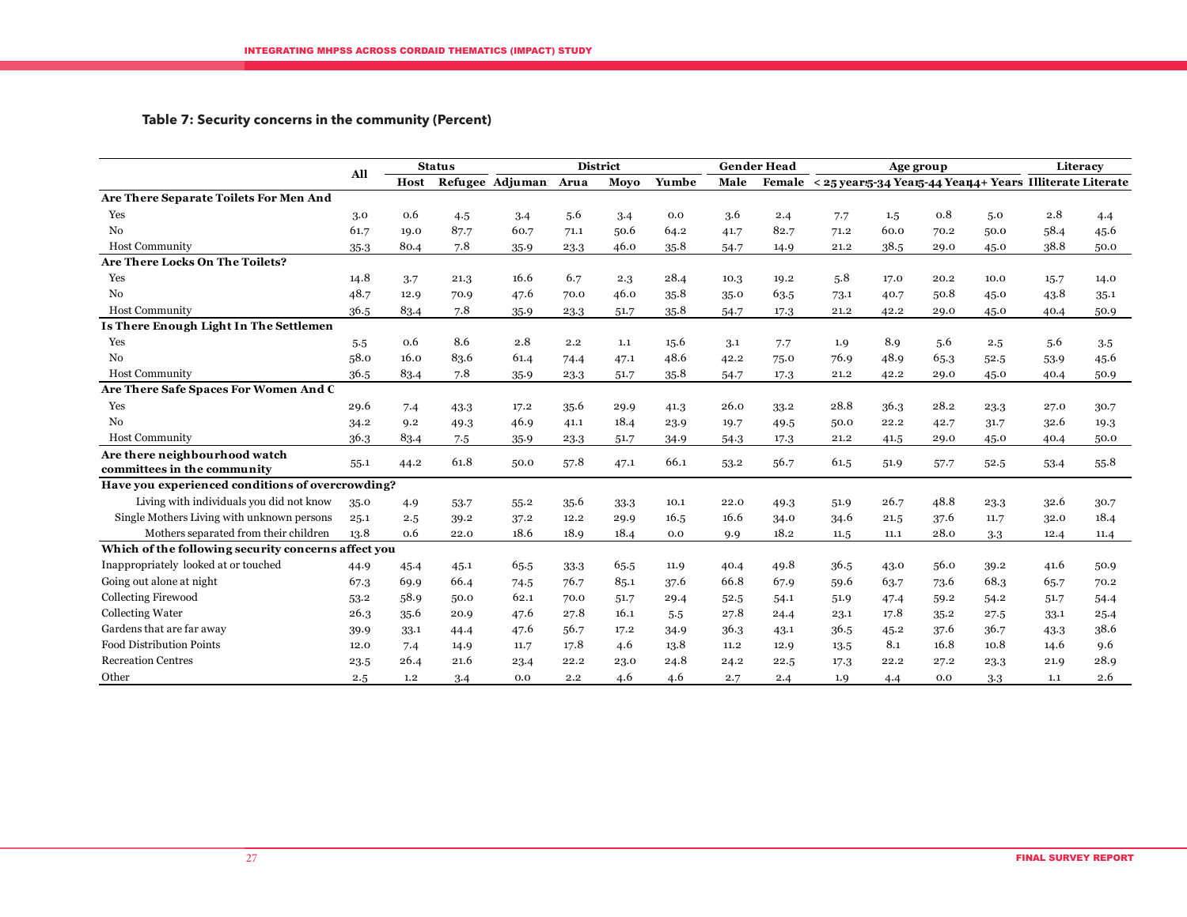**Table 7: Security concerns in the community (Percent)**

| | All | Status | | District | | | | Gender Head | | Age group | | | | Literacy | |
|---|---|---|---|---|---|---|---|---|---|---|---|---|---|---|---|
| | | Host | Refugee | Adjuman | Arua | Moyo | Yumbe | Male | Female | < 25 years | 25-34 Years | 35-44 Years | 44+ Years | Illiterate | Literate |
| **Are There Separate Toilets For Men And** | | | | | | | | | | | | | | | |
| Yes | 3.0 | 0.6 | 4.5 | 3.4 | 5.6 | 3.4 | 0.0 | 3.6 | 2.4 | 7.7 | 1.5 | 0.8 | 5.0 | 2.8 | 4.4 |
| No | 61.7 | 19.0 | 87.7 | 60.7 | 71.1 | 50.6 | 64.2 | 41.7 | 82.7 | 71.2 | 60.0 | 70.2 | 50.0 | 58.4 | 45.6 |
| Host Community | 35.3 | 80.4 | 7.8 | 35.9 | 23.3 | 46.0 | 35.8 | 54.7 | 14.9 | 21.2 | 38.5 | 29.0 | 45.0 | 38.8 | 50.0 |
| **Are There Locks On The Toilets?** | | | | | | | | | | | | | | | |
| Yes | 14.8 | 3.7 | 21.3 | 16.6 | 6.7 | 2.3 | 28.4 | 10.3 | 19.2 | 5.8 | 17.0 | 20.2 | 10.0 | 15.7 | 14.0 |
| No | 48.7 | 12.9 | 70.9 | 47.6 | 70.0 | 46.0 | 35.8 | 35.0 | 63.5 | 73.1 | 40.7 | 50.8 | 45.0 | 43.8 | 35.1 |
| Host Community | 36.5 | 83.4 | 7.8 | 35.9 | 23.3 | 51.7 | 35.8 | 54.7 | 17.3 | 21.2 | 42.2 | 29.0 | 45.0 | 40.4 | 50.9 |
| **Is There Enough Light In The Settlemen** | | | | | | | | | | | | | | | |
| Yes | 5.5 | 0.6 | 8.6 | 2.8 | 2.2 | 1.1 | 15.6 | 3.1 | 7.7 | 1.9 | 8.9 | 5.6 | 2.5 | 5.6 | 3.5 |
| No | 58.0 | 16.0 | 83.6 | 61.4 | 74.4 | 47.1 | 48.6 | 42.2 | 75.0 | 76.9 | 48.9 | 65.3 | 52.5 | 53.9 | 45.6 |
| Host Community | 36.5 | 83.4 | 7.8 | 35.9 | 23.3 | 51.7 | 35.8 | 54.7 | 17.3 | 21.2 | 42.2 | 29.0 | 45.0 | 40.4 | 50.9 |
| **Are There Safe Spaces For Women And C** | | | | | | | | | | | | | | | |
| Yes | 29.6 | 7.4 | 43.3 | 17.2 | 35.6 | 29.9 | 41.3 | 26.0 | 33.2 | 28.8 | 36.3 | 28.2 | 23.3 | 27.0 | 30.7 |
| No | 34.2 | 9.2 | 49.3 | 46.9 | 41.1 | 18.4 | 23.9 | 19.7 | 49.5 | 50.0 | 22.2 | 42.7 | 31.7 | 32.6 | 19.3 |
| Host Community | 36.3 | 83.4 | 7.5 | 35.9 | 23.3 | 51.7 | 34.9 | 54.3 | 17.3 | 21.2 | 41.5 | 29.0 | 45.0 | 40.4 | 50.0 |
| **Are there neighbourhood watch committees in the community** | 55.1 | 44.2 | 61.8 | 50.0 | 57.8 | 47.1 | 66.1 | 53.2 | 56.7 | 61.5 | 51.9 | 57.7 | 52.5 | 53.4 | 55.8 |
| **Have you experienced conditions of overcrowding?** | | | | | | | | | | | | | | | |
| Living with individuals you did not know | 35.0 | 4.9 | 53.7 | 55.2 | 35.6 | 33.3 | 10.1 | 22.0 | 49.3 | 51.9 | 26.7 | 48.8 | 23.3 | 32.6 | 30.7 |
| Single Mothers Living with unknown persons | 25.1 | 2.5 | 39.2 | 37.2 | 12.2 | 29.9 | 16.5 | 16.6 | 34.0 | 34.6 | 21.5 | 37.6 | 11.7 | 32.0 | 18.4 |
| Mothers separated from their children | 13.8 | 0.6 | 22.0 | 18.6 | 18.9 | 18.4 | 0.0 | 9.9 | 18.2 | 11.5 | 11.1 | 28.0 | 3.3 | 12.4 | 11.4 |
| **Which of the following security concerns affect you** | | | | | | | | | | | | | | | |
| Inappropriately looked at or touched | 44.9 | 45.4 | 45.1 | 65.5 | 33.3 | 65.5 | 11.9 | 40.4 | 49.8 | 36.5 | 43.0 | 56.0 | 39.2 | 41.6 | 50.9 |
| Going out alone at night | 67.3 | 69.9 | 66.4 | 74.5 | 76.7 | 85.1 | 37.6 | 66.8 | 67.9 | 59.6 | 63.7 | 73.6 | 68.3 | 65.7 | 70.2 |
| Collecting Firewood | 53.2 | 58.9 | 50.0 | 62.1 | 70.0 | 51.7 | 29.4 | 52.5 | 54.1 | 51.9 | 47.4 | 59.2 | 54.2 | 51.7 | 54.4 |
| Collecting Water | 26.3 | 35.6 | 20.9 | 47.6 | 27.8 | 16.1 | 5.5 | 27.8 | 24.4 | 23.1 | 17.8 | 35.2 | 27.5 | 33.1 | 25.4 |
| Gardens that are far away | 39.9 | 33.1 | 44.4 | 47.6 | 56.7 | 17.2 | 34.9 | 36.3 | 43.1 | 36.5 | 45.2 | 37.6 | 36.7 | 43.3 | 38.6 |
| Food Distribution Points | 12.0 | 7.4 | 14.9 | 11.7 | 17.8 | 4.6 | 13.8 | 11.2 | 12.9 | 13.5 | 8.1 | 16.8 | 10.8 | 14.6 | 9.6 |
| Recreation Centres | 23.5 | 26.4 | 21.6 | 23.4 | 22.2 | 23.0 | 24.8 | 24.2 | 22.5 | 17.3 | 22.2 | 27.2 | 23.3 | 21.9 | 28.9 |
| Other | 2.5 | 1.2 | 3.4 | 0.0 | 2.2 | 4.6 | 4.6 | 2.7 | 2.4 | 1.9 | 4.4 | 0.0 | 3.3 | 1.1 | 2.6 |